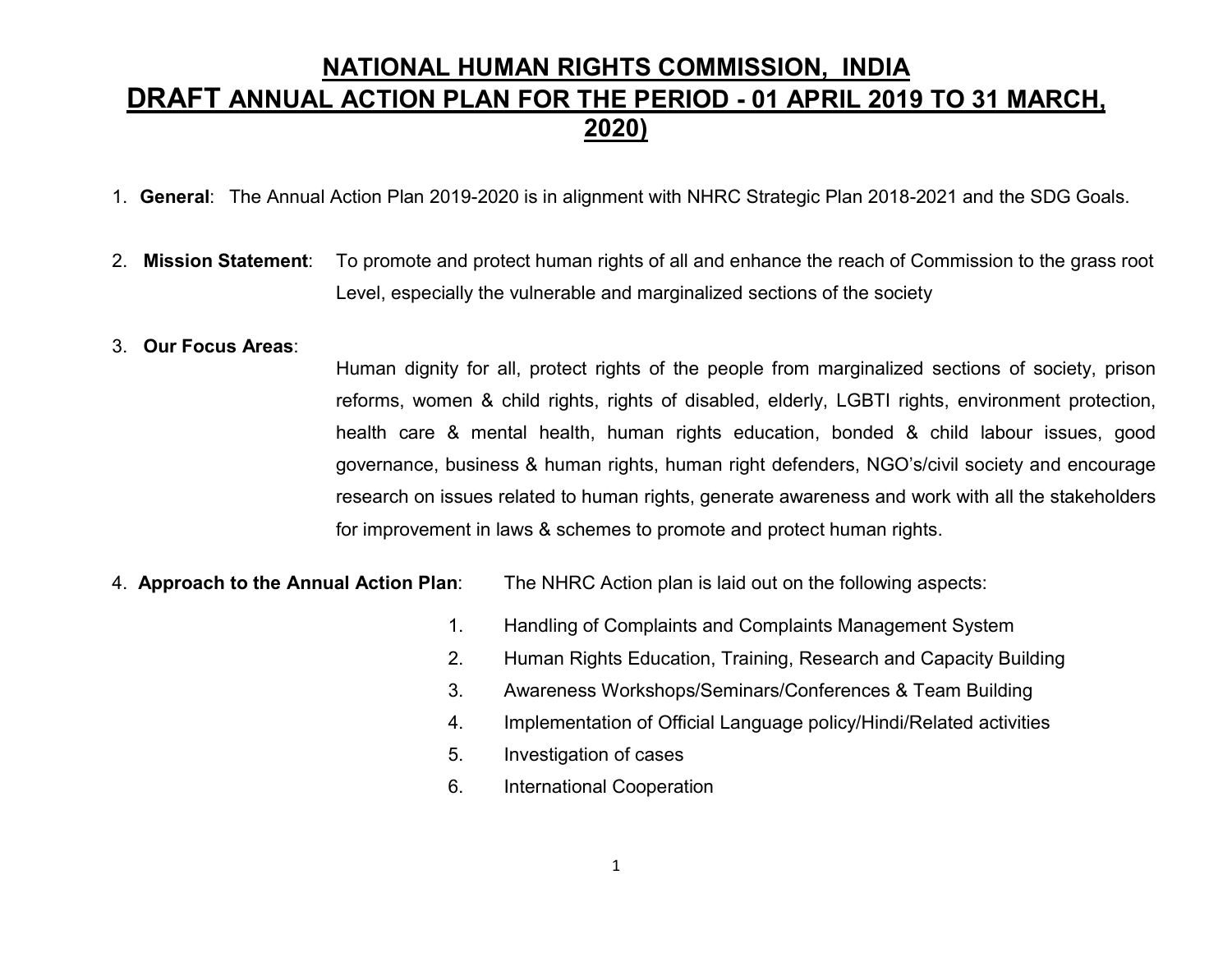# NATIONAL HUMAN RIGHTS COMMISSION, INDIA
# DRAFT ANNUAL ACTION PLAN FOR THE PERIOD - 01 APRIL 2019 TO 31 MARCH, 2020)

1. **General**: The Annual Action Plan 2019-2020 is in alignment with NHRC Strategic Plan 2018-2021 and the SDG Goals.

2. **Mission Statement**: To promote and protect human rights of all and enhance the reach of Commission to the grass root Level, especially the vulnerable and marginalized sections of the society

3. **Our Focus Areas**:
   Human dignity for all, protect rights of the people from marginalized sections of society, prison reforms, women & child rights, rights of disabled, elderly, LGBTI rights, environment protection, health care & mental health, human rights education, bonded & child labour issues, good governance, business & human rights, human right defenders, NGO's/civil society and encourage research on issues related to human rights, generate awareness and work with all the stakeholders for improvement in laws & schemes to promote and protect human rights.

4. **Approach to the Annual Action Plan**: The NHRC Action plan is laid out on the following aspects:

   1. Handling of Complaints and Complaints Management System
   2. Human Rights Education, Training, Research and Capacity Building
   3. Awareness Workshops/Seminars/Conferences & Team Building
   4. Implementation of Official Language policy/Hindi/Related activities
   5. Investigation of cases
   6. International Cooperation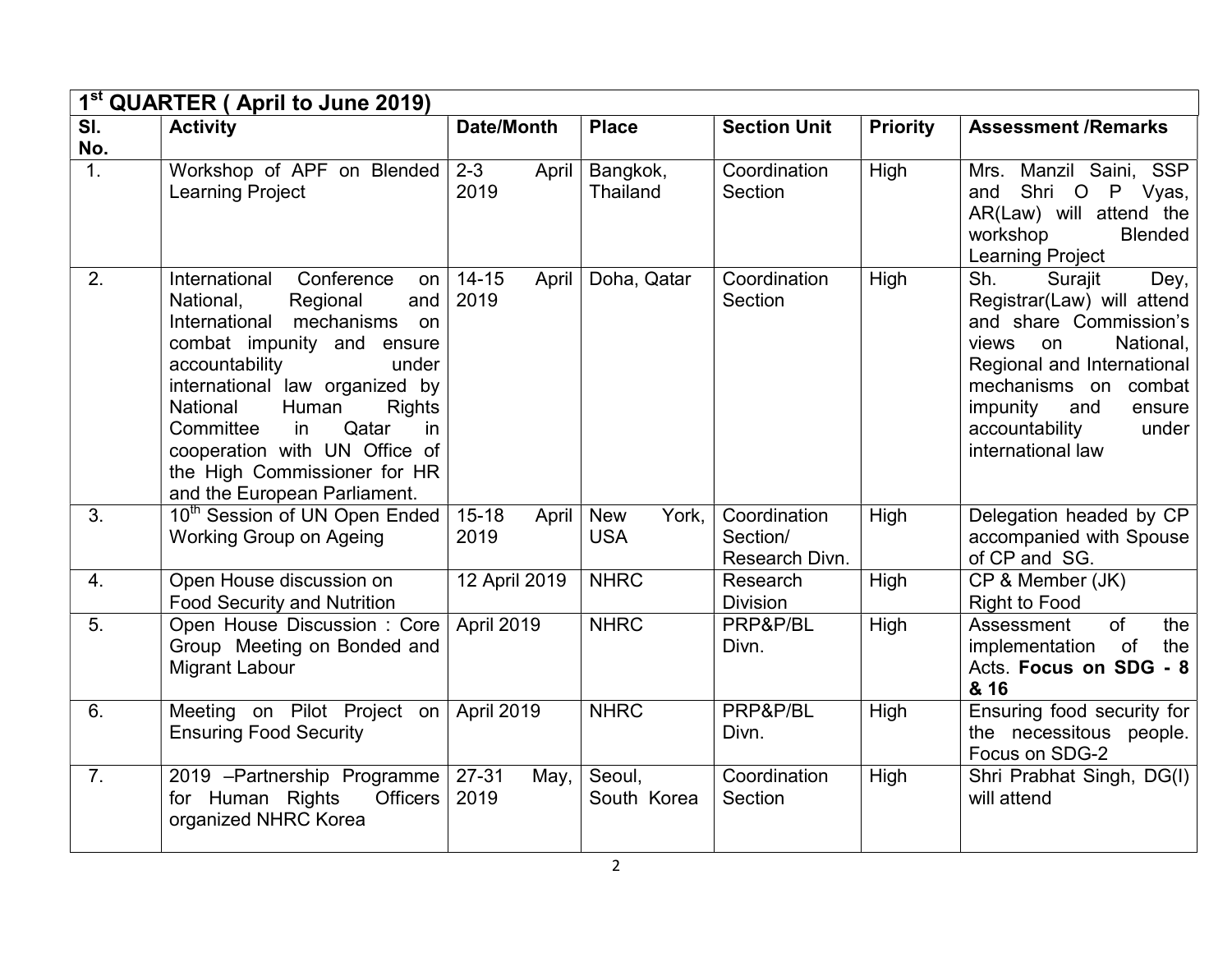| 1st QUARTER ( April to June 2019) | | | | | | |
|---|---|---|---|---|---|---|
| Sl. No. | Activity | Date/Month | Place | Section Unit | Priority | Assessment /Remarks |
| 1. | Workshop of APF on Blended Learning Project | 2-3 April 2019 | Bangkok, Thailand | Coordination Section | High | Mrs. Manzil Saini, SSP and Shri O P Vyas, AR(Law) will attend the workshop Blended Learning Project |
| 2. | International Conference on National, Regional and International mechanisms on combat impunity and ensure accountability under international law organized by National Human Rights Committee in Qatar in cooperation with UN Office of the High Commissioner for HR and the European Parliament. | 14-15 April 2019 | Doha, Qatar | Coordination Section | High | Sh. Surajit Dey, Registrar(Law) will attend and share Commission's views on National, Regional and International mechanisms on combat impunity and ensure accountability under international law |
| 3. | 10th Session of UN Open Ended Working Group on Ageing | 15-18 April 2019 | New York, USA | Coordination Section/ Research Divn. | High | Delegation headed by CP accompanied with Spouse of CP and SG. |
| 4. | Open House discussion on Food Security and Nutrition | 12 April 2019 | NHRC | Research Division | High | CP & Member (JK) Right to Food |
| 5. | Open House Discussion : Core Group Meeting on Bonded and Migrant Labour | April 2019 | NHRC | PRP&P/BL Divn. | High | Assessment of the implementation of the Acts. **Focus on SDG - 8 & 16** |
| 6. | Meeting on Pilot Project on Ensuring Food Security | April 2019 | NHRC | PRP&P/BL Divn. | High | Ensuring food security for the necessitous people. Focus on SDG-2 |
| 7. | 2019 –Partnership Programme for Human Rights Officers organized NHRC Korea | 27-31 May, 2019 | Seoul, South Korea | Coordination Section | High | Shri Prabhat Singh, DG(I) will attend |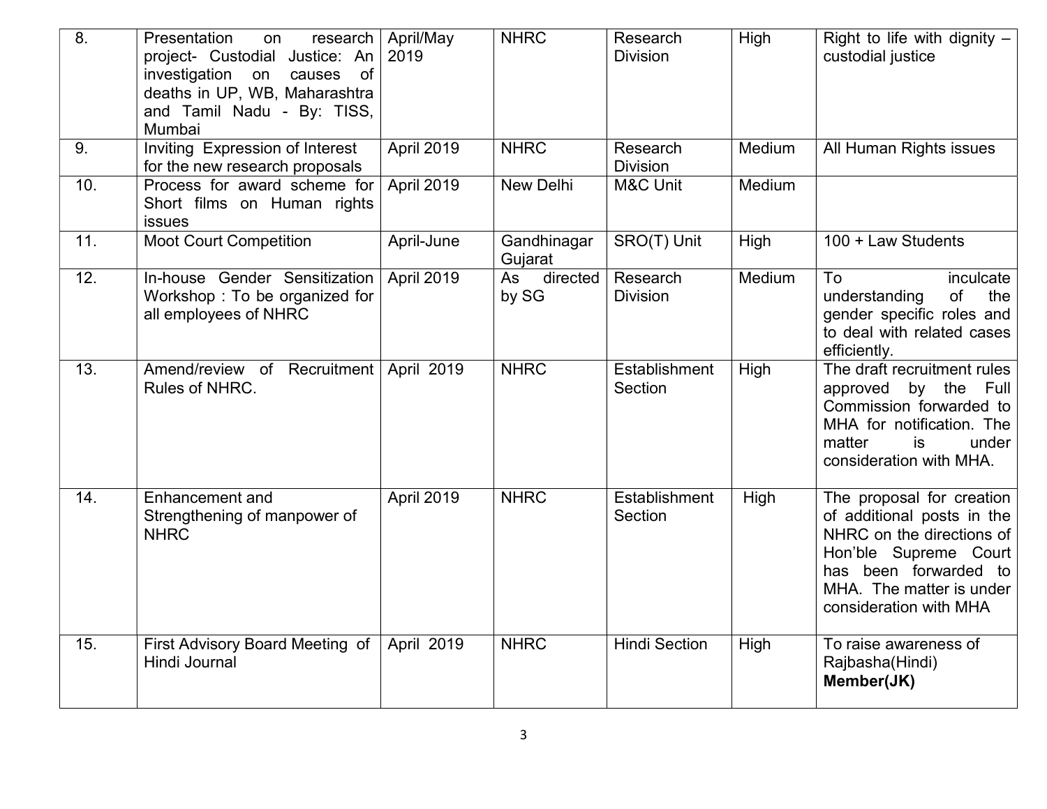| 8. | Presentation on research project- Custodial Justice: An investigation on causes of deaths in UP, WB, Maharashtra and Tamil Nadu - By: TISS, Mumbai | April/May 2019 | NHRC | Research Division | High | Right to life with dignity – custodial justice |
|---|---|---|---|---|---|---|
| 9. | Inviting Expression of Interest for the new research proposals | April 2019 | NHRC | Research Division | Medium | All Human Rights issues |
| 10. | Process for award scheme for Short films on Human rights issues | April 2019 | New Delhi | M&C Unit | Medium | |
| 11. | Moot Court Competition | April-June | Gandhinagar Gujarat | SRO(T) Unit | High | 100 + Law Students |
| 12. | In-house Gender Sensitization Workshop : To be organized for all employees of NHRC | April 2019 | As directed by SG | Research Division | Medium | To inculcate understanding of the gender specific roles and to deal with related cases efficiently. |
| 13. | Amend/review of Recruitment Rules of NHRC. | April 2019 | NHRC | Establishment Section | High | The draft recruitment rules approved by the Full Commission forwarded to MHA for notification. The matter is under consideration with MHA. |
| 14. | Enhancement and Strengthening of manpower of NHRC | April 2019 | NHRC | Establishment Section | High | The proposal for creation of additional posts in the NHRC on the directions of Hon'ble Supreme Court has been forwarded to MHA. The matter is under consideration with MHA |
| 15. | First Advisory Board Meeting of Hindi Journal | April 2019 | NHRC | Hindi Section | High | To raise awareness of Rajbasha(Hindi) **Member(JK)** |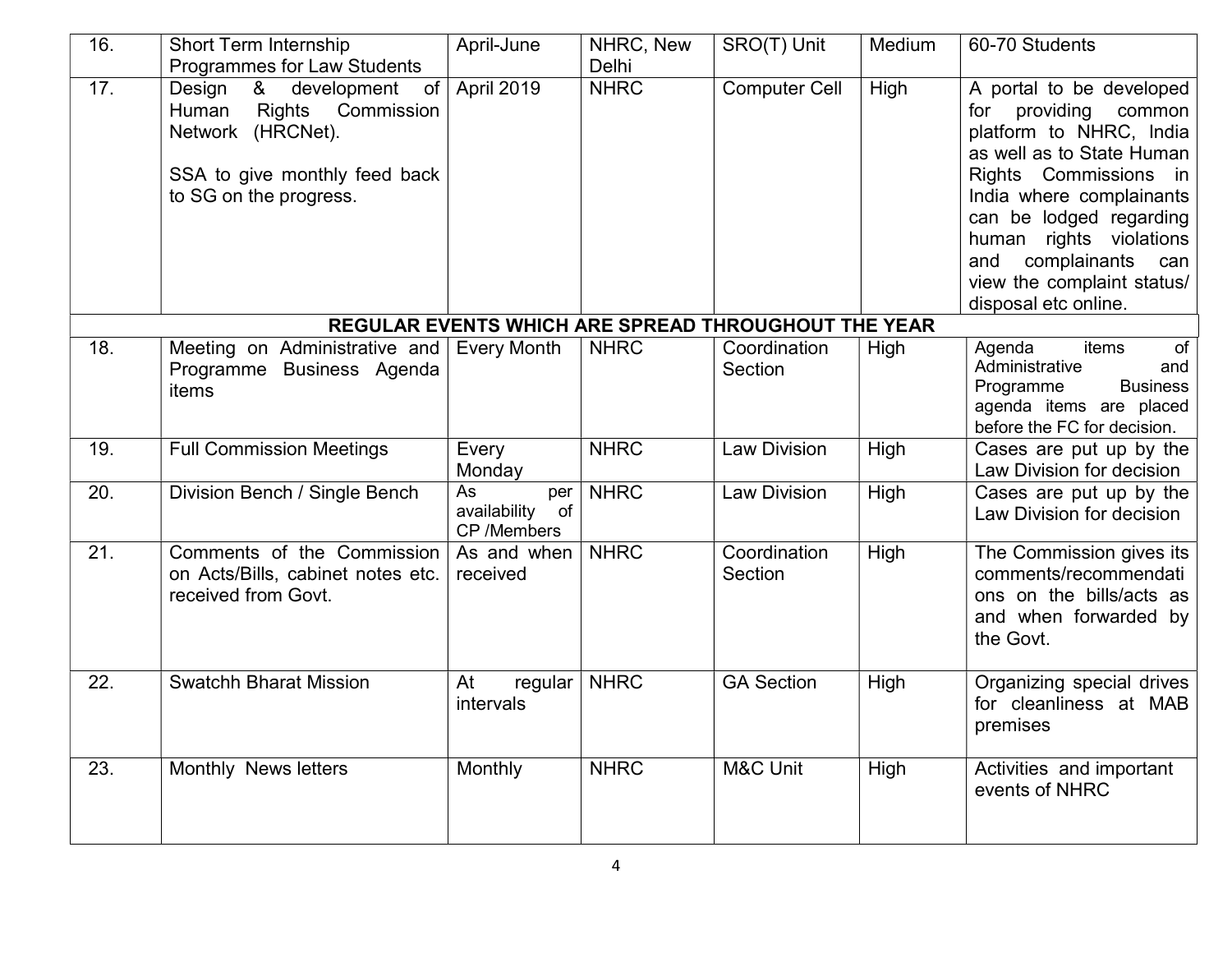| 16. | Short Term Internship Programmes for Law Students | April-June | NHRC, New Delhi | SRO(T) Unit | Medium | 60-70 Students |
|---|---|---|---|---|---|---|
| 17. | Design & development of Human Rights Commission Network (HRCNet).<br><br>SSA to give monthly feed back to SG on the progress. | April 2019 | NHRC | Computer Cell | High | A portal to be developed for providing common platform to NHRC, India as well as to State Human Rights Commissions in India where complainants can be lodged regarding human rights violations and complainants can view the complaint status/ disposal etc online. |
| **REGULAR EVENTS WHICH ARE SPREAD THROUGHOUT THE YEAR** | | | | | | |
| 18. | Meeting on Administrative and Programme Business Agenda items | Every Month | NHRC | Coordination Section | High | Agenda items of Administrative and Programme Business agenda items are placed before the FC for decision. |
| 19. | Full Commission Meetings | Every Monday | NHRC | Law Division | High | Cases are put up by the Law Division for decision |
| 20. | Division Bench / Single Bench | As per availability of CP /Members | NHRC | Law Division | High | Cases are put up by the Law Division for decision |
| 21. | Comments of the Commission on Acts/Bills, cabinet notes etc. received from Govt. | As and when received | NHRC | Coordination Section | High | The Commission gives its comments/recommendations on the bills/acts as and when forwarded by the Govt. |
| 22. | Swatchh Bharat Mission | At regular intervals | NHRC | GA Section | High | Organizing special drives for cleanliness at MAB premises |
| 23. | Monthly News letters | Monthly | NHRC | M&C Unit | High | Activities and important events of NHRC |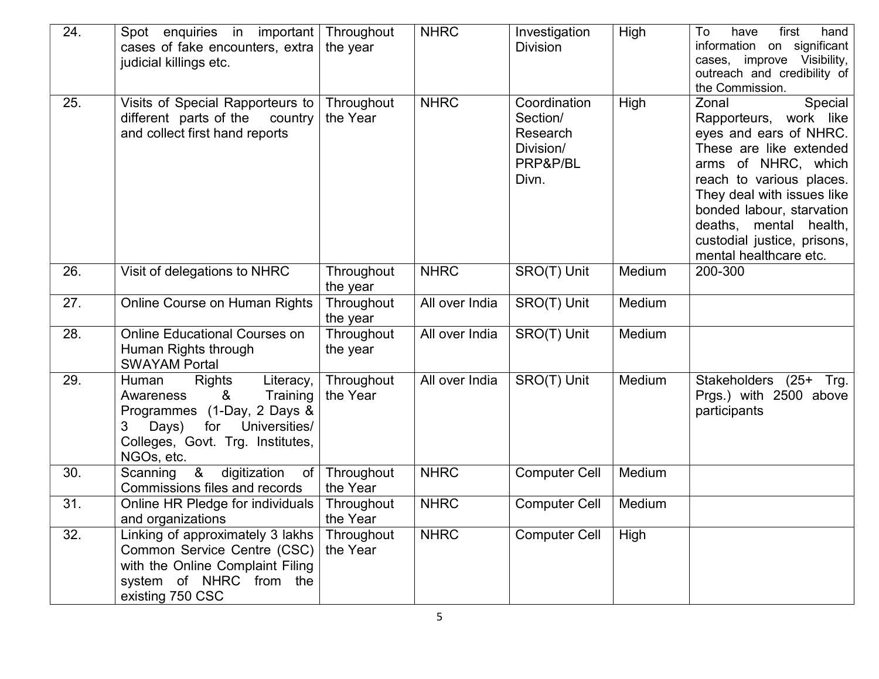| 24. | Spot enquiries in important cases of fake encounters, extra judicial killings etc. | Throughout the year | NHRC | Investigation Division | High | To have first hand information on significant cases, improve Visibility, outreach and credibility of the Commission. |
|---|---|---|---|---|---|---|
| 25. | Visits of Special Rapporteurs to different parts of the country and collect first hand reports | Throughout the Year | NHRC | Coordination Section/ Research Division/ PRP&P/BL Divn. | High | Zonal Special Rapporteurs, work like eyes and ears of NHRC. These are like extended arms of NHRC, which reach to various places. They deal with issues like bonded labour, starvation deaths, mental health, custodial justice, prisons, mental healthcare etc. |
| 26. | Visit of delegations to NHRC | Throughout the year | NHRC | SRO(T) Unit | Medium | 200-300 |
| 27. | Online Course on Human Rights | Throughout the year | All over India | SRO(T) Unit | Medium | |
| 28. | Online Educational Courses on Human Rights through SWAYAM Portal | Throughout the year | All over India | SRO(T) Unit | Medium | |
| 29. | Human Rights Literacy, Awareness & Training Programmes (1-Day, 2 Days & 3 Days) for Universities/ Colleges, Govt. Trg. Institutes, NGOs, etc. | Throughout the Year | All over India | SRO(T) Unit | Medium | Stakeholders (25+ Trg. Prgs.) with 2500 above participants |
| 30. | Scanning & digitization of Commissions files and records | Throughout the Year | NHRC | Computer Cell | Medium | |
| 31. | Online HR Pledge for individuals and organizations | Throughout the Year | NHRC | Computer Cell | Medium | |
| 32. | Linking of approximately 3 lakhs Common Service Centre (CSC) with the Online Complaint Filing system of NHRC from the existing 750 CSC | Throughout the Year | NHRC | Computer Cell | High | |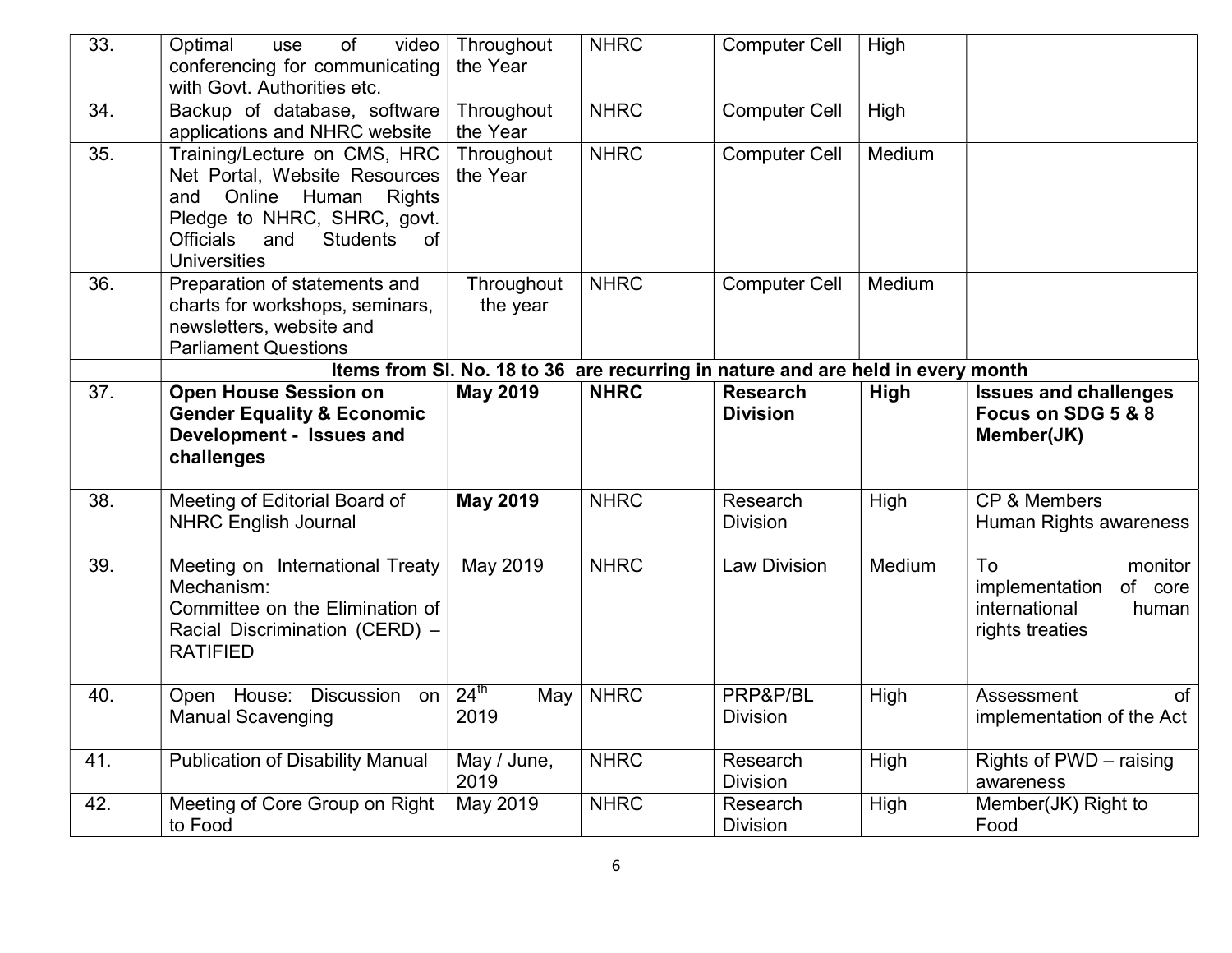| | | | | | | |
|---|---|---|---|---|---|---|
| 33. | Optimal use of video conferencing for communicating with Govt. Authorities etc. | Throughout the Year | NHRC | Computer Cell | High | |
| 34. | Backup of database, software applications and NHRC website | Throughout the Year | NHRC | Computer Cell | High | |
| 35. | Training/Lecture on CMS, HRC Net Portal, Website Resources and Online Human Rights Pledge to NHRC, SHRC, govt. Officials and Students of Universities | Throughout the Year | NHRC | Computer Cell | Medium | |
| 36. | Preparation of statements and charts for workshops, seminars, newsletters, website and Parliament Questions | Throughout the year | NHRC | Computer Cell | Medium | |
| | **Items from Sl. No. 18 to 36 are recurring in nature and are held in every month** | | | | | |
| 37. | **Open House Session on Gender Equality & Economic Development - Issues and challenges** | **May 2019** | **NHRC** | **Research Division** | **High** | **Issues and challenges Focus on SDG 5 & 8 Member(JK)** |
| 38. | Meeting of Editorial Board of NHRC English Journal | **May 2019** | NHRC | Research Division | High | CP & Members Human Rights awareness |
| 39. | Meeting on International Treaty Mechanism: Committee on the Elimination of Racial Discrimination (CERD) – RATIFIED | May 2019 | NHRC | Law Division | Medium | To monitor implementation of core international human rights treaties |
| 40. | Open House: Discussion on Manual Scavenging | 24th May 2019 | NHRC | PRP&P/BL Division | High | Assessment of implementation of the Act |
| 41. | Publication of Disability Manual | May / June, 2019 | NHRC | Research Division | High | Rights of PWD – raising awareness |
| 42. | Meeting of Core Group on Right to Food | May 2019 | NHRC | Research Division | High | Member(JK) Right to Food |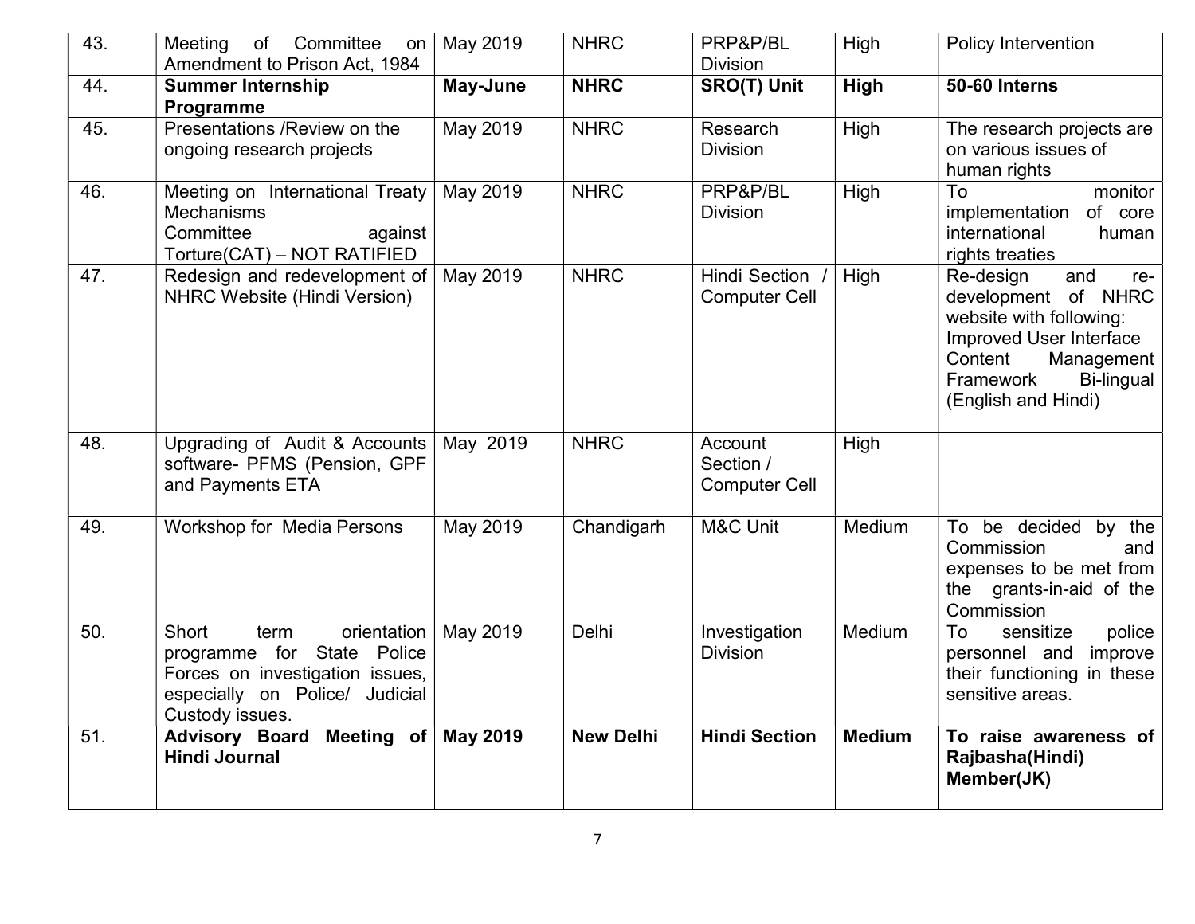| 43. | Meeting of Committee on Amendment to Prison Act, 1984 | May 2019 | NHRC | PRP&P/BL Division | High | Policy Intervention |
|---|---|---|---|---|---|---|
| 44. | **Summer Internship Programme** | **May-June** | **NHRC** | **SRO(T) Unit** | **High** | **50-60 Interns** |
| 45. | Presentations /Review on the ongoing research projects | May 2019 | NHRC | Research Division | High | The research projects are on various issues of human rights |
| 46. | Meeting on International Treaty Mechanisms Committee against Torture(CAT) – NOT RATIFIED | May 2019 | NHRC | PRP&P/BL Division | High | To monitor implementation of core international human rights treaties |
| 47. | Redesign and redevelopment of NHRC Website (Hindi Version) | May 2019 | NHRC | Hindi Section / Computer Cell | High | Re-design and re-development of NHRC website with following: Improved User Interface Content Management Framework Bi-lingual (English and Hindi) |
| 48. | Upgrading of Audit & Accounts software- PFMS (Pension, GPF and Payments ETA | May 2019 | NHRC | Account Section / Computer Cell | High | |
| 49. | Workshop for Media Persons | May 2019 | Chandigarh | M&C Unit | Medium | To be decided by the Commission and expenses to be met from the grants-in-aid of the Commission |
| 50. | Short term orientation programme for State Police Forces on investigation issues, especially on Police/ Judicial Custody issues. | May 2019 | Delhi | Investigation Division | Medium | To sensitize police personnel and improve their functioning in these sensitive areas. |
| 51. | **Advisory Board Meeting of Hindi Journal** | **May 2019** | **New Delhi** | **Hindi Section** | **Medium** | **To raise awareness of Rajbasha(Hindi) Member(JK)** |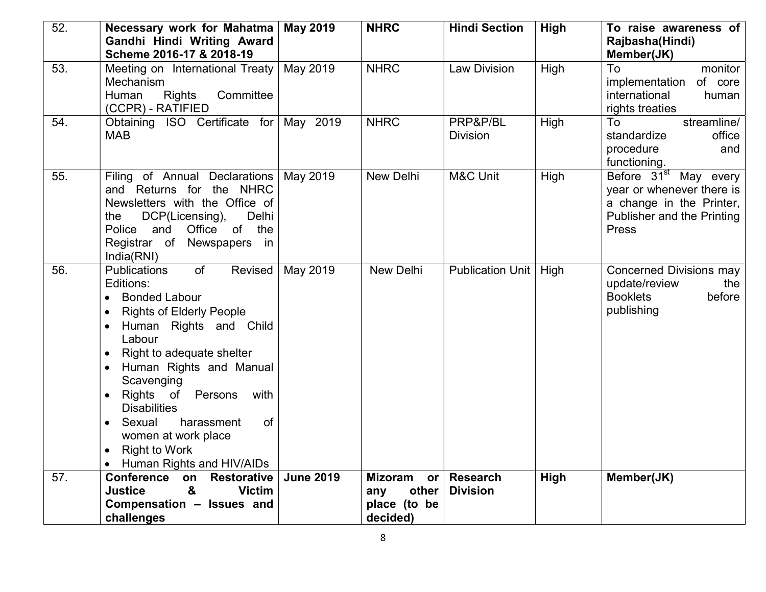| 52. | **Necessary work for Mahatma Gandhi Hindi Writing Award Scheme 2016-17 & 2018-19** | **May 2019** | **NHRC** | **Hindi Section** | **High** | **To raise awareness of Rajbasha(Hindi) Member(JK)** |
|---|---|---|---|---|---|---|
| 53. | Meeting on International Treaty Mechanism Human Rights Committee (CCPR) - RATIFIED | May 2019 | NHRC | Law Division | High | To monitor implementation of core international human rights treaties |
| 54. | Obtaining ISO Certificate for MAB | May 2019 | NHRC | PRP&P/BL Division | High | To streamline/ standardize office procedure and functioning. |
| 55. | Filing of Annual Declarations and Returns for the NHRC Newsletters with the Office of the DCP(Licensing), Delhi Police and Office of the Registrar of Newspapers in India(RNI) | May 2019 | New Delhi | M&C Unit | High | Before 31st May every year or whenever there is a change in the Printer, Publisher and the Printing Press |
| 56. | Publications of Revised Editions: <br>• Bonded Labour <br>• Rights of Elderly People <br>• Human Rights and Child Labour <br>• Right to adequate shelter <br>• Human Rights and Manual Scavenging <br>• Rights of Persons with Disabilities <br>• Sexual harassment of women at work place <br>• Right to Work <br>• Human Rights and HIV/AIDs | May 2019 | New Delhi | Publication Unit | High | Concerned Divisions may update/review the Booklets before publishing |
| 57. | **Conference on Restorative Justice & Victim Compensation – Issues and challenges** | **June 2019** | **Mizoram or any other place (to be decided)** | **Research Division** | **High** | **Member(JK)** |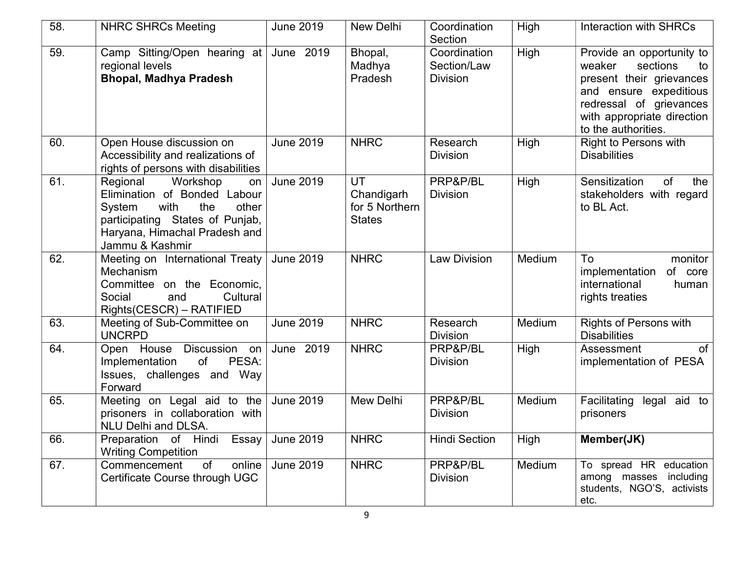| 58. | NHRC SHRCs Meeting | June 2019 | New Delhi | Coordination Section | High | Interaction with SHRCs |
|---|---|---|---|---|---|---|
| 59. | Camp Sitting/Open hearing at regional levels **Bhopal, Madhya Pradesh** | June 2019 | Bhopal, Madhya Pradesh | Coordination Section/Law Division | High | Provide an opportunity to weaker sections to present their grievances and ensure expeditious redressal of grievances with appropriate direction to the authorities. |
| 60. | Open House discussion on Accessibility and realizations of rights of persons with disabilities | June 2019 | NHRC | Research Division | High | Right to Persons with Disabilities |
| 61. | Regional Workshop on Elimination of Bonded Labour System with the other participating States of Punjab, Haryana, Himachal Pradesh and Jammu & Kashmir | June 2019 | UT Chandigarh for 5 Northern States | PRP&P/BL Division | High | Sensitization of the stakeholders with regard to BL Act. |
| 62. | Meeting on International Treaty Mechanism Committee on the Economic, Social and Cultural Rights(CESCR) – RATIFIED | June 2019 | NHRC | Law Division | Medium | To monitor implementation of core international human rights treaties |
| 63. | Meeting of Sub-Committee on UNCRPD | June 2019 | NHRC | Research Division | Medium | Rights of Persons with Disabilities |
| 64. | Open House Discussion on Implementation of PESA: Issues, challenges and Way Forward | June 2019 | NHRC | PRP&P/BL Division | High | Assessment of implementation of PESA |
| 65. | Meeting on Legal aid to the prisoners in collaboration with NLU Delhi and DLSA. | June 2019 | Mew Delhi | PRP&P/BL Division | Medium | Facilitating legal aid to prisoners |
| 66. | Preparation of Hindi Essay Writing Competition | June 2019 | NHRC | Hindi Section | High | **Member(JK)** |
| 67. | Commencement of online Certificate Course through UGC | June 2019 | NHRC | PRP&P/BL Division | Medium | To spread HR education among masses including students, NGO'S, activists etc. |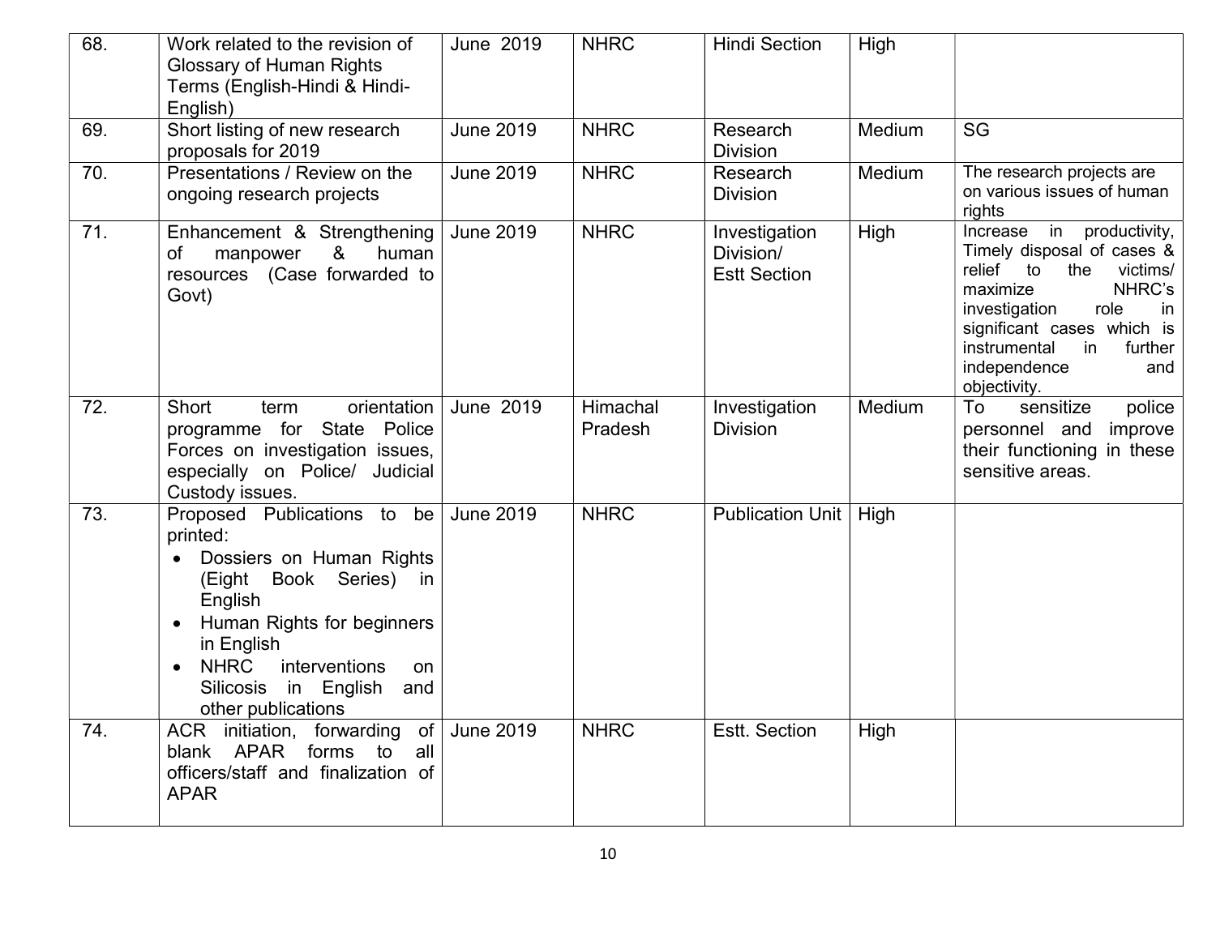| 68. | Work related to the revision of Glossary of Human Rights Terms (English-Hindi & Hindi-English) | June 2019 | NHRC | Hindi Section | High | |
|---|---|---|---|---|---|---|
| 69. | Short listing of new research proposals for 2019 | June 2019 | NHRC | Research Division | Medium | SG |
| 70. | Presentations / Review on the ongoing research projects | June 2019 | NHRC | Research Division | Medium | The research projects are on various issues of human rights |
| 71. | Enhancement & Strengthening of manpower & human resources (Case forwarded to Govt) | June 2019 | NHRC | Investigation Division/ Estt Section | High | Increase in productivity, Timely disposal of cases & relief to the victims/ maximize NHRC's investigation role in significant cases which is instrumental in further independence and objectivity. |
| 72. | Short term orientation programme for State Police Forces on investigation issues, especially on Police/ Judicial Custody issues. | June 2019 | Himachal Pradesh | Investigation Division | Medium | To sensitize police personnel and improve their functioning in these sensitive areas. |
| 73. | Proposed Publications to be printed:<br>• Dossiers on Human Rights (Eight Book Series) in English<br>• Human Rights for beginners in English<br>• NHRC interventions on Silicosis in English and other publications | June 2019 | NHRC | Publication Unit | High | |
| 74. | ACR initiation, forwarding of blank APAR forms to all officers/staff and finalization of APAR | June 2019 | NHRC | Estt. Section | High | |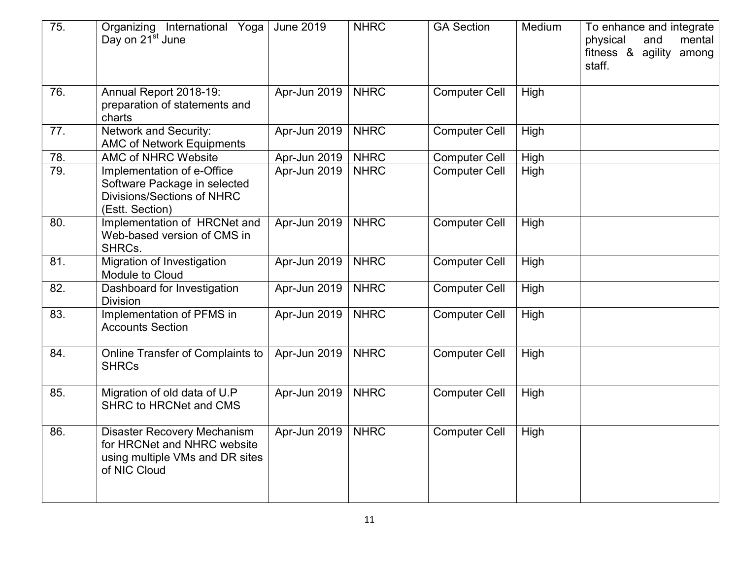| 75. | Organizing International Yoga Day on 21st June | June 2019 | NHRC | GA Section | Medium | To enhance and integrate physical and mental fitness & agility among staff. |
|---|---|---|---|---|---|---|
| 76. | Annual Report 2018-19: preparation of statements and charts | Apr-Jun 2019 | NHRC | Computer Cell | High | |
| 77. | Network and Security: AMC of Network Equipments | Apr-Jun 2019 | NHRC | Computer Cell | High | |
| 78. | AMC of NHRC Website | Apr-Jun 2019 | NHRC | Computer Cell | High | |
| 79. | Implementation of e-Office Software Package in selected Divisions/Sections of NHRC (Estt. Section) | Apr-Jun 2019 | NHRC | Computer Cell | High | |
| 80. | Implementation of HRCNet and Web-based version of CMS in SHRCs. | Apr-Jun 2019 | NHRC | Computer Cell | High | |
| 81. | Migration of Investigation Module to Cloud | Apr-Jun 2019 | NHRC | Computer Cell | High | |
| 82. | Dashboard for Investigation Division | Apr-Jun 2019 | NHRC | Computer Cell | High | |
| 83. | Implementation of PFMS in Accounts Section | Apr-Jun 2019 | NHRC | Computer Cell | High | |
| 84. | Online Transfer of Complaints to SHRCs | Apr-Jun 2019 | NHRC | Computer Cell | High | |
| 85. | Migration of old data of U.P SHRC to HRCNet and CMS | Apr-Jun 2019 | NHRC | Computer Cell | High | |
| 86. | Disaster Recovery Mechanism for HRCNet and NHRC website using multiple VMs and DR sites of NIC Cloud | Apr-Jun 2019 | NHRC | Computer Cell | High | |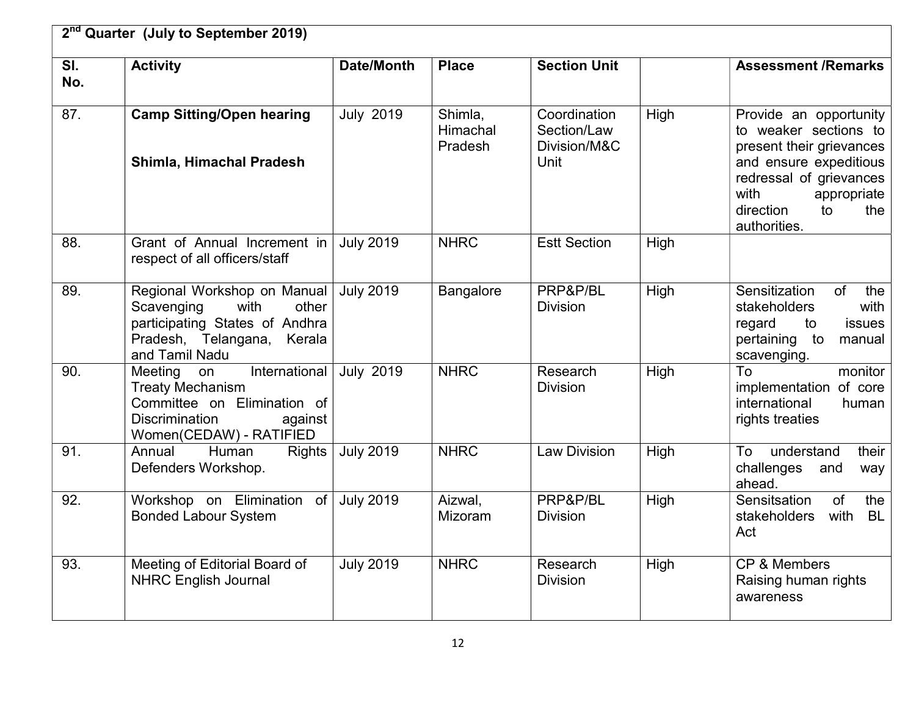| 2nd Quarter (July to September 2019) | | | | | | |
|---|---|---|---|---|---|---|
| **Sl. No.** | **Activity** | **Date/Month** | **Place** | **Section Unit** | | **Assessment /Remarks** |
| 87. | **Camp Sitting/Open hearing**<br><br>**Shimla, Himachal Pradesh** | July 2019 | Shimla, Himachal Pradesh | Coordination Section/Law Division/M&C Unit | High | Provide an opportunity to weaker sections to present their grievances and ensure expeditious redressal of grievances with appropriate direction to the authorities. |
| 88. | Grant of Annual Increment in respect of all officers/staff | July 2019 | NHRC | Estt Section | High | |
| 89. | Regional Workshop on Manual Scavenging with other participating States of Andhra Pradesh, Telangana, Kerala and Tamil Nadu | July 2019 | Bangalore | PRP&P/BL Division | High | Sensitization of the stakeholders with regard to issues pertaining to manual scavenging. |
| 90. | Meeting on International Treaty Mechanism Committee on Elimination of Discrimination against Women(CEDAW) - RATIFIED | July 2019 | NHRC | Research Division | High | To monitor implementation of core international human rights treaties |
| 91. | Annual Human Rights Defenders Workshop. | July 2019 | NHRC | Law Division | High | To understand their challenges and way ahead. |
| 92. | Workshop on Elimination of Bonded Labour System | July 2019 | Aizwal, Mizoram | PRP&P/BL Division | High | Sensitsation of the stakeholders with BL Act |
| 93. | Meeting of Editorial Board of NHRC English Journal | July 2019 | NHRC | Research Division | High | CP & Members<br>Raising human rights awareness |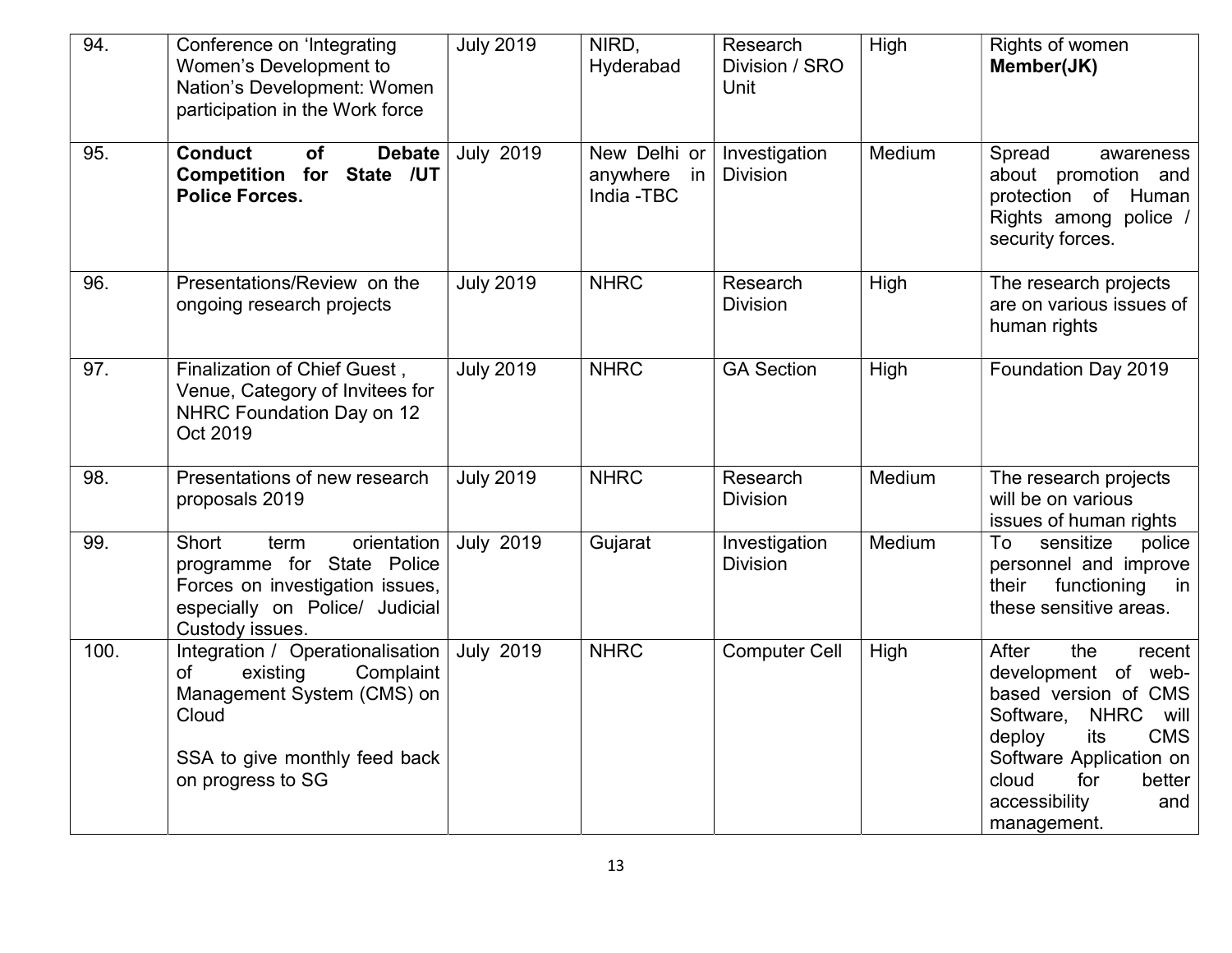| 94. | Conference on 'Integrating Women's Development to Nation's Development: Women participation in the Work force | July 2019 | NIRD, Hyderabad | Research Division / SRO Unit | High | Rights of women **Member(JK)** |
|---|---|---|---|---|---|---|
| 95. | **Conduct of Debate Competition for State /UT Police Forces.** | July 2019 | New Delhi or anywhere in India -TBC | Investigation Division | Medium | Spread awareness about promotion and protection of Human Rights among police / security forces. |
| 96. | Presentations/Review on the ongoing research projects | July 2019 | NHRC | Research Division | High | The research projects are on various issues of human rights |
| 97. | Finalization of Chief Guest , Venue, Category of Invitees for NHRC Foundation Day on 12 Oct 2019 | July 2019 | NHRC | GA Section | High | Foundation Day 2019 |
| 98. | Presentations of new research proposals 2019 | July 2019 | NHRC | Research Division | Medium | The research projects will be on various issues of human rights |
| 99. | Short term orientation programme for State Police Forces on investigation issues, especially on Police/ Judicial Custody issues. | July 2019 | Gujarat | Investigation Division | Medium | To sensitize police personnel and improve their functioning in these sensitive areas. |
| 100. | Integration / Operationalisation of existing Complaint Management System (CMS) on Cloud<br><br>SSA to give monthly feed back on progress to SG | July 2019 | NHRC | Computer Cell | High | After the recent development of web-based version of CMS Software, NHRC will deploy its CMS Software Application on cloud for better accessibility and management. |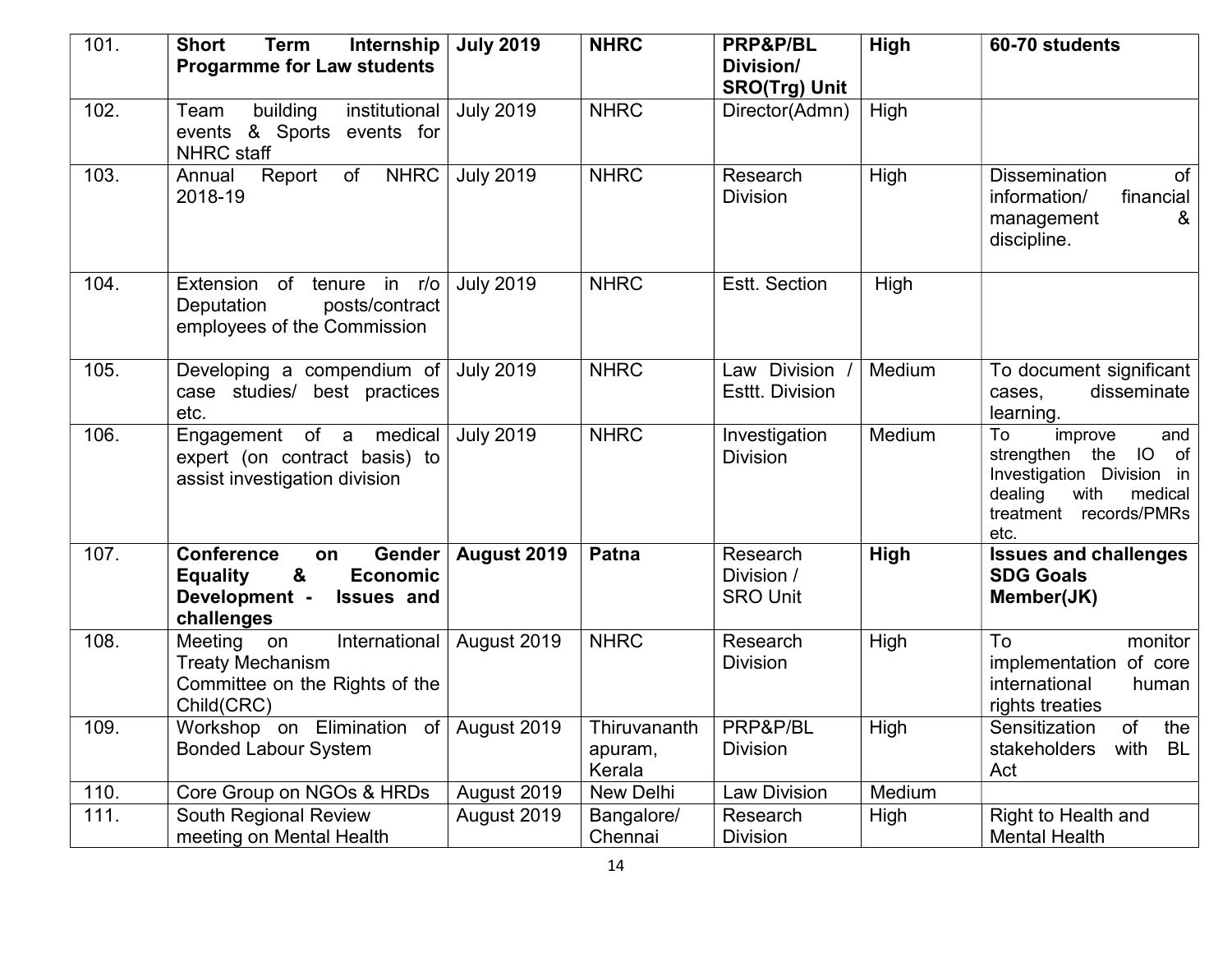| 101. | **Short Term Internship Progarmme for Law students** | **July 2019** | **NHRC** | **PRP&P/BL Division/ SRO(Trg) Unit** | **High** | **60-70 students** |
|---|---|---|---|---|---|---|
| 102. | Team building institutional events & Sports events for NHRC staff | July 2019 | NHRC | Director(Admn) | High | |
| 103. | Annual Report of NHRC 2018-19 | July 2019 | NHRC | Research Division | High | Dissemination of information/ financial management & discipline. |
| 104. | Extension of tenure in r/o Deputation posts/contract employees of the Commission | July 2019 | NHRC | Estt. Section | High | |
| 105. | Developing a compendium of case studies/ best practices etc. | July 2019 | NHRC | Law Division / Esttt. Division | Medium | To document significant cases, disseminate learning. |
| 106. | Engagement of a medical expert (on contract basis) to assist investigation division | July 2019 | NHRC | Investigation Division | Medium | To improve and strengthen the IO of Investigation Division in dealing with medical treatment records/PMRs etc. |
| 107. | **Conference on Gender Equality & Economic Development - Issues and challenges** | **August 2019** | **Patna** | Research Division / SRO Unit | **High** | **Issues and challenges SDG Goals Member(JK)** |
| 108. | Meeting on International Treaty Mechanism Committee on the Rights of the Child(CRC) | August 2019 | NHRC | Research Division | High | To monitor implementation of core international human rights treaties |
| 109. | Workshop on Elimination of Bonded Labour System | August 2019 | Thiruvananthapuram, Kerala | PRP&P/BL Division | High | Sensitization of the stakeholders with BL Act |
| 110. | Core Group on NGOs & HRDs | August 2019 | New Delhi | Law Division | Medium | |
| 111. | South Regional Review meeting on Mental Health | August 2019 | Bangalore/ Chennai | Research Division | High | Right to Health and Mental Health |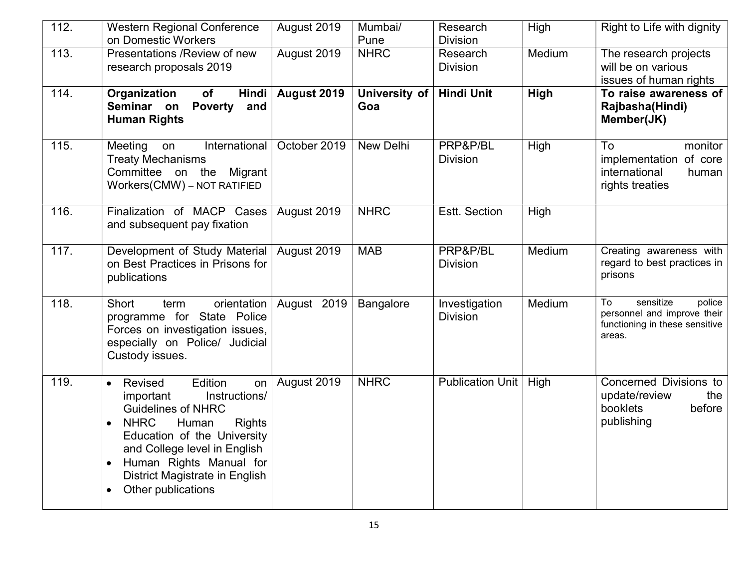| 112. | Western Regional Conference on Domestic Workers | August 2019 | Mumbai/ Pune | Research Division | High | Right to Life with dignity |
|---|---|---|---|---|---|---|
| 113. | Presentations /Review of new research proposals 2019 | August 2019 | NHRC | Research Division | Medium | The research projects will be on various issues of human rights |
| 114. | **Organization of Hindi Seminar on Poverty and Human Rights** | **August 2019** | **University of Goa** | **Hindi Unit** | **High** | **To raise awareness of Rajbasha(Hindi) Member(JK)** |
| 115. | Meeting on International Treaty Mechanisms Committee on the Migrant Workers(CMW) – NOT RATIFIED | October 2019 | New Delhi | PRP&P/BL Division | High | To monitor implementation of core international human rights treaties |
| 116. | Finalization of MACP Cases and subsequent pay fixation | August 2019 | NHRC | Estt. Section | High | |
| 117. | Development of Study Material on Best Practices in Prisons for publications | August 2019 | MAB | PRP&P/BL Division | Medium | Creating awareness with regard to best practices in prisons |
| 118. | Short term orientation programme for State Police Forces on investigation issues, especially on Police/ Judicial Custody issues. | August 2019 | Bangalore | Investigation Division | Medium | To sensitize police personnel and improve their functioning in these sensitive areas. |
| 119. | • Revised Edition on important Instructions/ Guidelines of NHRC<br>• NHRC Human Rights Education of the University and College level in English<br>• Human Rights Manual for District Magistrate in English<br>• Other publications | August 2019 | NHRC | Publication Unit | High | Concerned Divisions to update/review the booklets before publishing |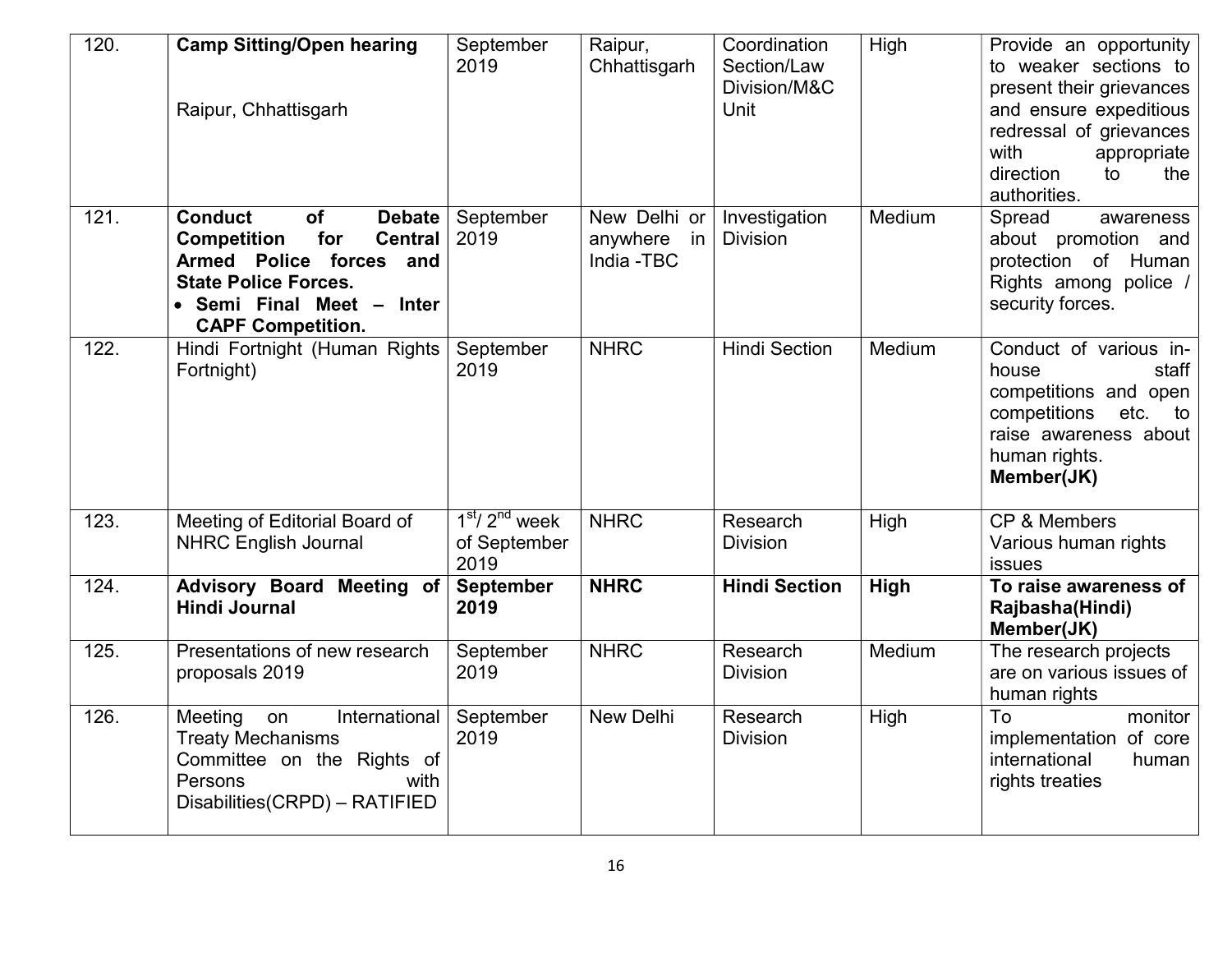| 120. | **Camp Sitting/Open hearing**<br><br>Raipur, Chhattisgarh | September 2019 | Raipur, Chhattisgarh | Coordination Section/Law Division/M&C Unit | High | Provide an opportunity to weaker sections to present their grievances and ensure expeditious redressal of grievances with appropriate direction to the authorities. |
|---|---|---|---|---|---|---|
| 121. | **Conduct of Debate Competition for Central Armed Police forces and State Police Forces.**<br>• **Semi Final Meet – Inter CAPF Competition.** | September 2019 | New Delhi or anywhere in India -TBC | Investigation Division | Medium | Spread awareness about promotion and protection of Human Rights among police / security forces. |
| 122. | Hindi Fortnight (Human Rights Fortnight) | September 2019 | NHRC | Hindi Section | Medium | Conduct of various in-house staff competitions and open competitions etc. to raise awareness about human rights.<br>**Member(JK)** |
| 123. | Meeting of Editorial Board of NHRC English Journal | 1st/ 2nd week of September 2019 | NHRC | Research Division | High | CP & Members<br>Various human rights issues |
| 124. | **Advisory Board Meeting of Hindi Journal** | **September 2019** | **NHRC** | **Hindi Section** | **High** | **To raise awareness of Rajbasha(Hindi)**<br>**Member(JK)** |
| 125. | Presentations of new research proposals 2019 | September 2019 | NHRC | Research Division | Medium | The research projects are on various issues of human rights |
| 126. | Meeting on International Treaty Mechanisms<br>Committee on the Rights of Persons with Disabilities(CRPD) – RATIFIED | September 2019 | New Delhi | Research Division | High | To monitor implementation of core international human rights treaties |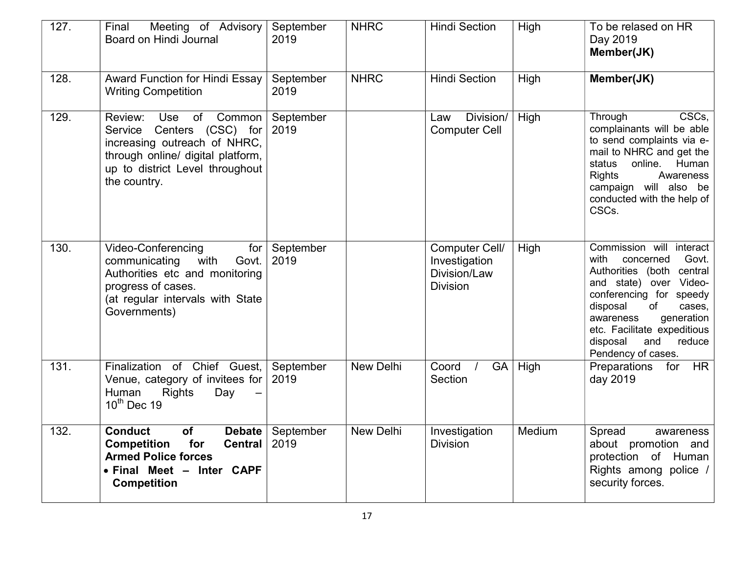| 127. | Final Meeting of Advisory Board on Hindi Journal | September 2019 | NHRC | Hindi Section | High | To be relased on HR Day 2019 **Member(JK)** |
|---|---|---|---|---|---|---|
| 128. | Award Function for Hindi Essay Writing Competition | September 2019 | NHRC | Hindi Section | High | **Member(JK)** |
| 129. | Review: Use of Common Service Centers (CSC) for increasing outreach of NHRC, through online/ digital platform, up to district Level throughout the country. | September 2019 | | Law Division/ Computer Cell | High | Through CSCs, complainants will be able to send complaints via e-mail to NHRC and get the status online. Human Rights Awareness campaign will also be conducted with the help of CSCs. |
| 130. | Video-Conferencing for communicating with Govt. Authorities etc and monitoring progress of cases. (at regular intervals with State Governments) | September 2019 | | Computer Cell/ Investigation Division/Law Division | High | Commission will interact with concerned Govt. Authorities (both central and state) over Video-conferencing for speedy disposal of cases, awareness generation etc. Facilitate expeditious disposal and reduce Pendency of cases. |
| 131. | Finalization of Chief Guest, Venue, category of invitees for Human Rights Day – 10th Dec 19 | September 2019 | New Delhi | Coord / GA Section | High | Preparations for HR day 2019 |
| 132. | **Conduct of Debate Competition for Central Armed Police forces** <br>• **Final Meet – Inter CAPF Competition** | September 2019 | New Delhi | Investigation Division | Medium | Spread awareness about promotion and protection of Human Rights among police / security forces. |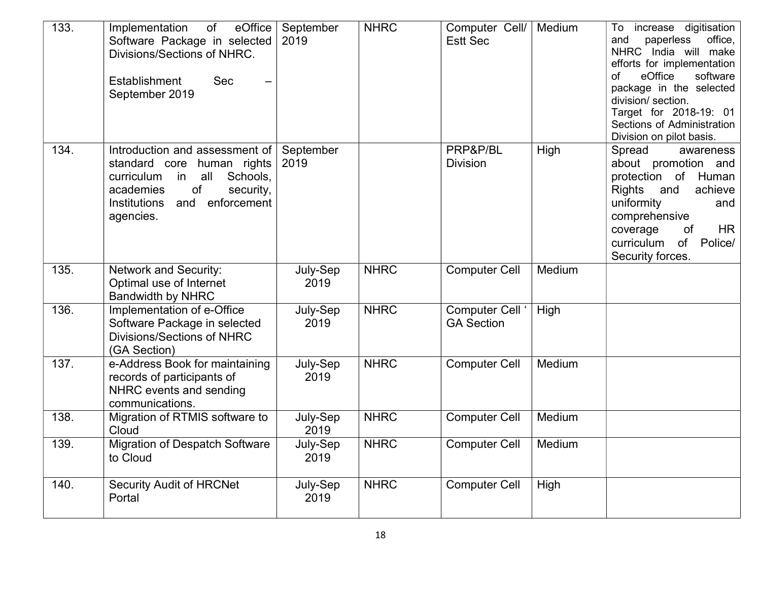| 133. | Implementation of eOffice Software Package in selected Divisions/Sections of NHRC.<br><br>Establishment Sec – September 2019 | September 2019 | NHRC | Computer Cell/ Estt Sec | Medium | To increase digitisation and paperless office, NHRC India will make efforts for implementation of eOffice software package in the selected division/ section.<br>Target for 2018-19: 01 Sections of Administration Division on pilot basis. |
|---|---|---|---|---|---|---|
| 134. | Introduction and assessment of standard core human rights curriculum in all Schools, academies of security, Institutions and enforcement agencies. | September 2019 | | PRP&P/BL Division | High | Spread awareness about promotion and protection of Human Rights and achieve uniformity and comprehensive coverage of HR curriculum of Police/ Security forces. |
| 135. | Network and Security:<br>Optimal use of Internet Bandwidth by NHRC | July-Sep 2019 | NHRC | Computer Cell | Medium | |
| 136. | Implementation of e-Office Software Package in selected Divisions/Sections of NHRC (GA Section) | July-Sep 2019 | NHRC | Computer Cell ' GA Section | High | |
| 137. | e-Address Book for maintaining records of participants of NHRC events and sending communications. | July-Sep 2019 | NHRC | Computer Cell | Medium | |
| 138. | Migration of RTMIS software to Cloud | July-Sep 2019 | NHRC | Computer Cell | Medium | |
| 139. | Migration of Despatch Software to Cloud | July-Sep 2019 | NHRC | Computer Cell | Medium | |
| 140. | Security Audit of HRCNet Portal | July-Sep 2019 | NHRC | Computer Cell | High | |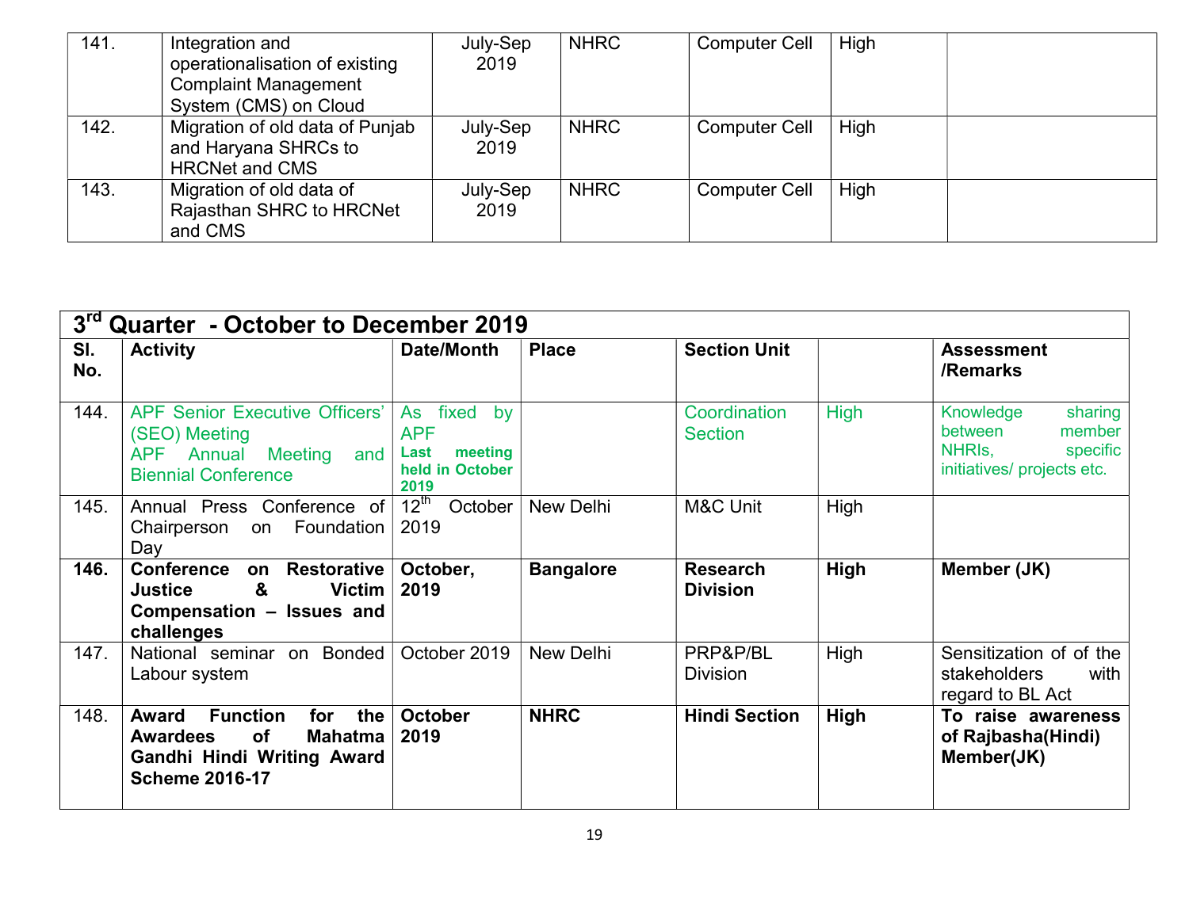| 141. | Integration and operationalisation of existing Complaint Management System (CMS) on Cloud | July-Sep 2019 | NHRC | Computer Cell | High | |
|---|---|---|---|---|---|---|
| 142. | Migration of old data of Punjab and Haryana SHRCs to HRCNet and CMS | July-Sep 2019 | NHRC | Computer Cell | High | |
| 143. | Migration of old data of Rajasthan SHRC to HRCNet and CMS | July-Sep 2019 | NHRC | Computer Cell | High | |

## 3rd Quarter - October to December 2019

| Sl. No. | Activity | Date/Month | Place | Section Unit | | Assessment /Remarks |
|---|---|---|---|---|---|---|
| 144. | APF Senior Executive Officers' (SEO) Meeting APF Annual Meeting and Biennial Conference | As fixed by APF **Last meeting held in October 2019** | | Coordination Section | High | Knowledge sharing between member NHRIs, specific initiatives/ projects etc. |
| 145. | Annual Press Conference of Chairperson on Foundation Day | 12th October 2019 | New Delhi | M&C Unit | High | |
| **146.** | **Conference on Restorative Justice & Victim Compensation – Issues and challenges** | **October, 2019** | **Bangalore** | **Research Division** | **High** | **Member (JK)** |
| 147. | National seminar on Bonded Labour system | October 2019 | New Delhi | PRP&P/BL Division | High | Sensitization of of the stakeholders with regard to BL Act |
| 148. | **Award Function for the Awardees of Mahatma Gandhi Hindi Writing Award Scheme 2016-17** | **October 2019** | **NHRC** | **Hindi Section** | **High** | **To raise awareness of Rajbasha(Hindi) Member(JK)** |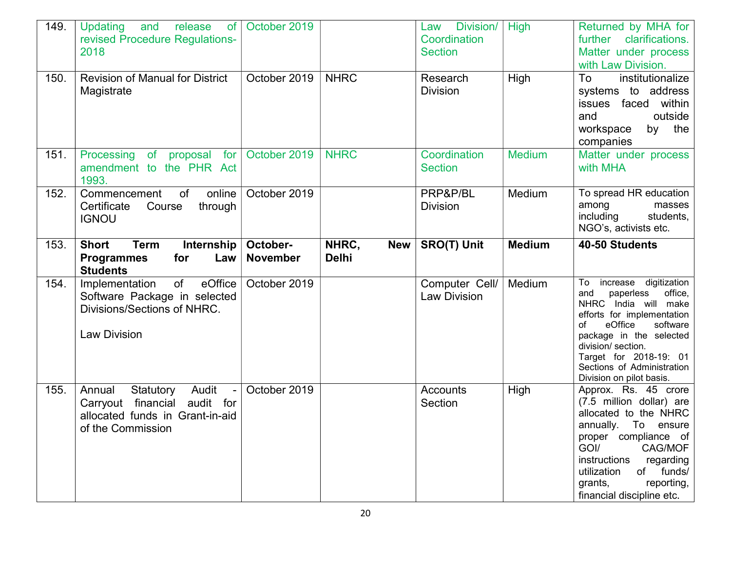| 149. | Updating and release of revised Procedure Regulations-2018 | October 2019 | | Law Division/ Coordination Section | High | Returned by MHA for further clarifications. Matter under process with Law Division. |
|---|---|---|---|---|---|---|
| 150. | Revision of Manual for District Magistrate | October 2019 | NHRC | Research Division | High | To institutionalize systems to address issues faced within and outside workspace by the companies |
| 151. | Processing of proposal for amendment to the PHR Act 1993. | October 2019 | NHRC | Coordination Section | Medium | Matter under process with MHA |
| 152. | Commencement of online Certificate Course through IGNOU | October 2019 | | PRP&P/BL Division | Medium | To spread HR education among masses including students, NGO's, activists etc. |
| 153. | **Short Term Internship Programmes for Law Students** | **October-November** | **NHRC, New Delhi** | **SRO(T) Unit** | **Medium** | **40-50 Students** |
| 154. | Implementation of eOffice Software Package in selected Divisions/Sections of NHRC.<br><br>Law Division | October 2019 | | Computer Cell/ Law Division | Medium | To increase digitization and paperless office, NHRC India will make efforts for implementation of eOffice software package in the selected division/ section.<br>Target for 2018-19: 01 Sections of Administration Division on pilot basis. |
| 155. | Annual Statutory Audit - Carryout financial audit for allocated funds in Grant-in-aid of the Commission | October 2019 | | Accounts Section | High | Approx. Rs. 45 crore (7.5 million dollar) are allocated to the NHRC annually. To ensure proper compliance of GOI/ CAG/MOF instructions regarding utilization of funds/ grants, reporting, financial discipline etc. |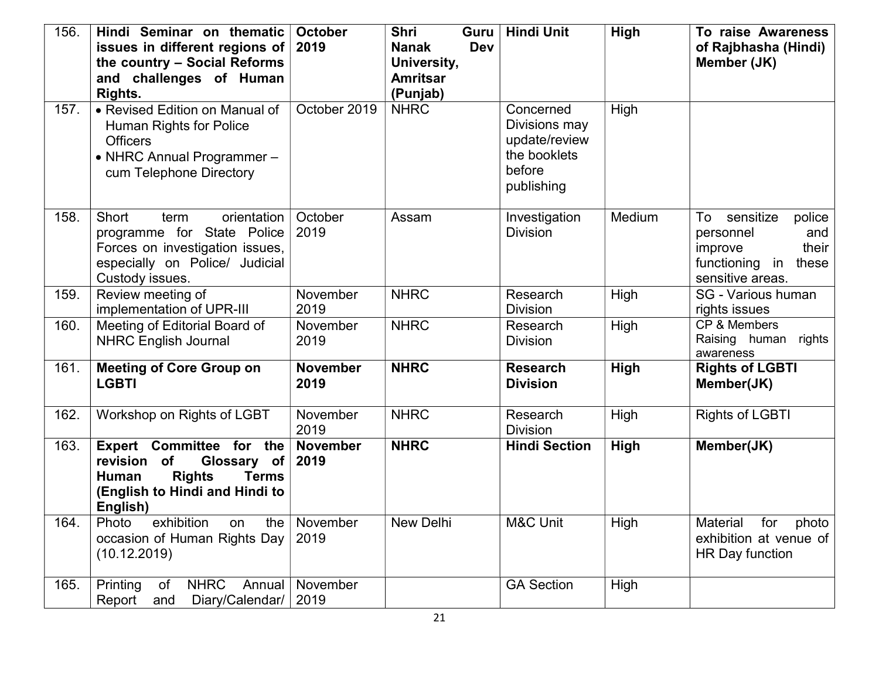| | | | | | | |
|---|---|---|---|---|---|---|
| 156. | **Hindi Seminar on thematic issues in different regions of the country – Social Reforms and challenges of Human Rights.** | **October 2019** | **Shri Guru Nanak Dev University, Amritsar (Punjab)** | **Hindi Unit** | **High** | **To raise Awareness of Rajbhasha (Hindi) Member (JK)** |
| 157. | • Revised Edition on Manual of Human Rights for Police Officers<br>• NHRC Annual Programmer – cum Telephone Directory | October 2019 | NHRC | Concerned Divisions may update/review the booklets before publishing | High | |
| 158. | Short term orientation programme for State Police Forces on investigation issues, especially on Police/ Judicial Custody issues. | October 2019 | Assam | Investigation Division | Medium | To sensitize police personnel and improve their functioning in these sensitive areas. |
| 159. | Review meeting of implementation of UPR-III | November 2019 | NHRC | Research Division | High | SG - Various human rights issues |
| 160. | Meeting of Editorial Board of NHRC English Journal | November 2019 | NHRC | Research Division | High | CP & Members Raising human rights awareness |
| 161. | **Meeting of Core Group on LGBTI** | **November 2019** | **NHRC** | **Research Division** | **High** | **Rights of LGBTI Member(JK)** |
| 162. | Workshop on Rights of LGBT | November 2019 | NHRC | Research Division | High | Rights of LGBTI |
| 163. | **Expert Committee for the revision of Glossary of Human Rights Terms (English to Hindi and Hindi to English)** | **November 2019** | **NHRC** | **Hindi Section** | **High** | **Member(JK)** |
| 164. | Photo exhibition on the occasion of Human Rights Day (10.12.2019) | November 2019 | New Delhi | M&C Unit | High | Material for photo exhibition at venue of HR Day function |
| 165. | Printing of NHRC Annual Report and Diary/Calendar/ | November 2019 | | GA Section | High | |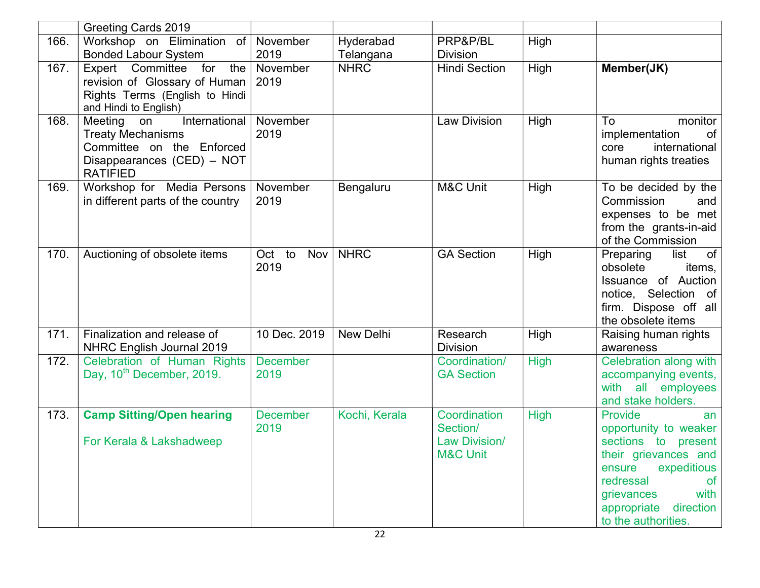|  | Greeting Cards 2019 |  |  |  |  |  |
|---|---|---|---|---|---|---|
| 166. | Workshop on Elimination of Bonded Labour System | November 2019 | Hyderabad Telangana | PRP&P/BL Division | High |  |
| 167. | Expert Committee for the revision of Glossary of Human Rights Terms (English to Hindi and Hindi to English) | November 2019 | NHRC | Hindi Section | High | **Member(JK)** |
| 168. | Meeting on International Treaty Mechanisms Committee on the Enforced Disappearances (CED) – NOT RATIFIED | November 2019 |  | Law Division | High | To monitor implementation of core international human rights treaties |
| 169. | Workshop for Media Persons in different parts of the country | November 2019 | Bengaluru | M&C Unit | High | To be decided by the Commission and expenses to be met from the grants-in-aid of the Commission |
| 170. | Auctioning of obsolete items | Oct to Nov 2019 | NHRC | GA Section | High | Preparing list of obsolete items, Issuance of Auction notice, Selection of firm. Dispose off all the obsolete items |
| 171. | Finalization and release of NHRC English Journal 2019 | 10 Dec. 2019 | New Delhi | Research Division | High | Raising human rights awareness |
| 172. | Celebration of Human Rights Day, 10th December, 2019. | December 2019 |  | Coordination/ GA Section | High | Celebration along with accompanying events, with all employees and stake holders. |
| 173. | **Camp Sitting/Open hearing**<br><br>For Kerala & Lakshadweep | December 2019 | Kochi, Kerala | Coordination Section/ Law Division/ M&C Unit | High | Provide an opportunity to weaker sections to present their grievances and ensure expeditious redressal of grievances with appropriate direction to the authorities. |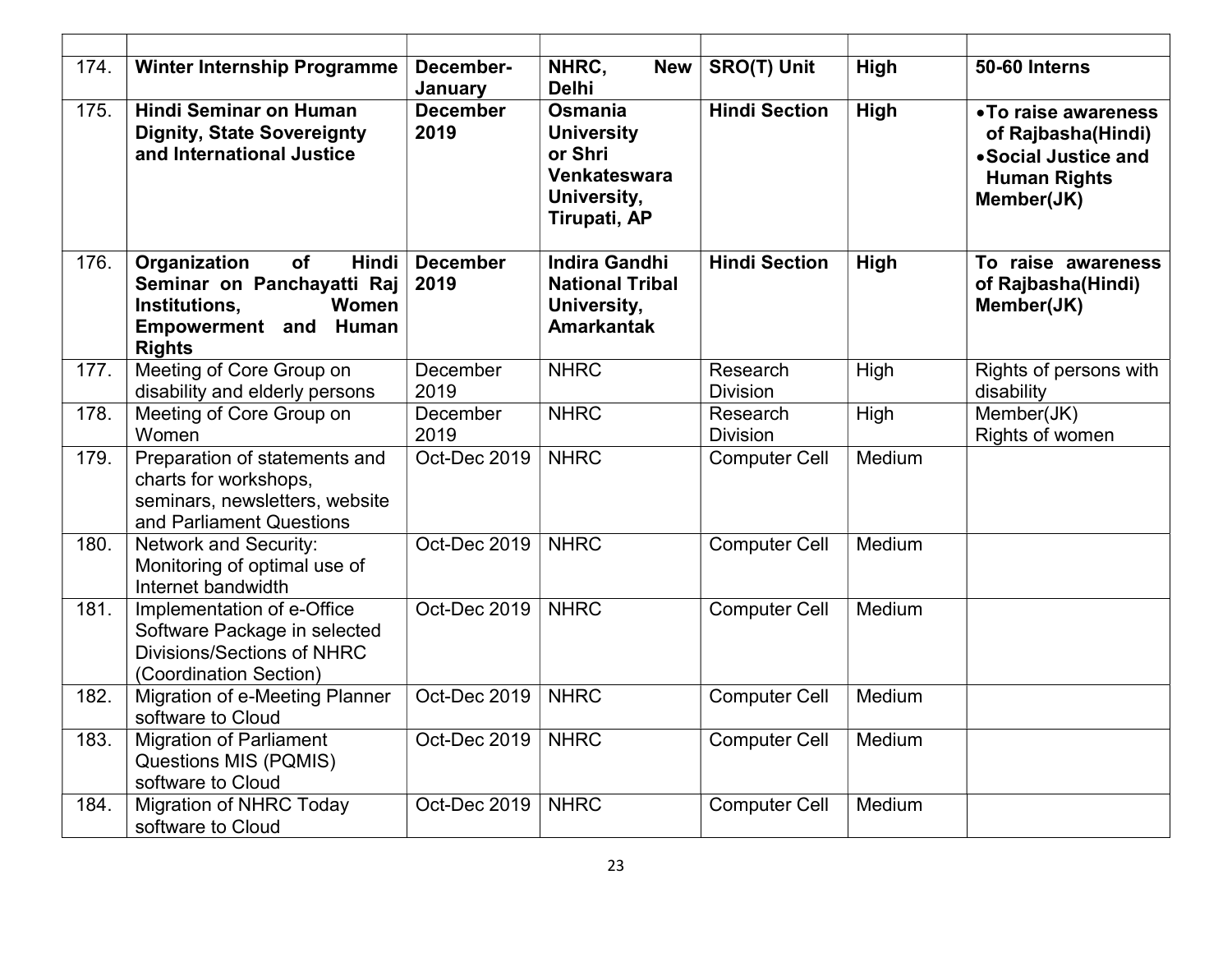| | | | | | | |
|---|---|---|---|---|---|---|
| 174. | **Winter Internship Programme** | **December-January** | **NHRC, New Delhi** | **SRO(T) Unit** | **High** | **50-60 Interns** |
| 175. | **Hindi Seminar on Human Dignity, State Sovereignty and International Justice** | **December 2019** | **Osmania University or Shri Venkateswara University, Tirupati, AP** | **Hindi Section** | **High** | • **To raise awareness of Rajbasha(Hindi)**<br>• **Social Justice and Human Rights**<br>**Member(JK)** |
| 176. | **Organization of Hindi Seminar on Panchayatti Raj Institutions, Women Empowerment and Human Rights** | **December 2019** | **Indira Gandhi National Tribal University, Amarkantak** | **Hindi Section** | **High** | **To raise awareness of Rajbasha(Hindi) Member(JK)** |
| 177. | Meeting of Core Group on disability and elderly persons | December 2019 | NHRC | Research Division | High | Rights of persons with disability |
| 178. | Meeting of Core Group on Women | December 2019 | NHRC | Research Division | High | Member(JK)<br>Rights of women |
| 179. | Preparation of statements and charts for workshops, seminars, newsletters, website and Parliament Questions | Oct-Dec 2019 | NHRC | Computer Cell | Medium | |
| 180. | Network and Security: Monitoring of optimal use of Internet bandwidth | Oct-Dec 2019 | NHRC | Computer Cell | Medium | |
| 181. | Implementation of e-Office Software Package in selected Divisions/Sections of NHRC (Coordination Section) | Oct-Dec 2019 | NHRC | Computer Cell | Medium | |
| 182. | Migration of e-Meeting Planner software to Cloud | Oct-Dec 2019 | NHRC | Computer Cell | Medium | |
| 183. | Migration of Parliament Questions MIS (PQMIS) software to Cloud | Oct-Dec 2019 | NHRC | Computer Cell | Medium | |
| 184. | Migration of NHRC Today software to Cloud | Oct-Dec 2019 | NHRC | Computer Cell | Medium | |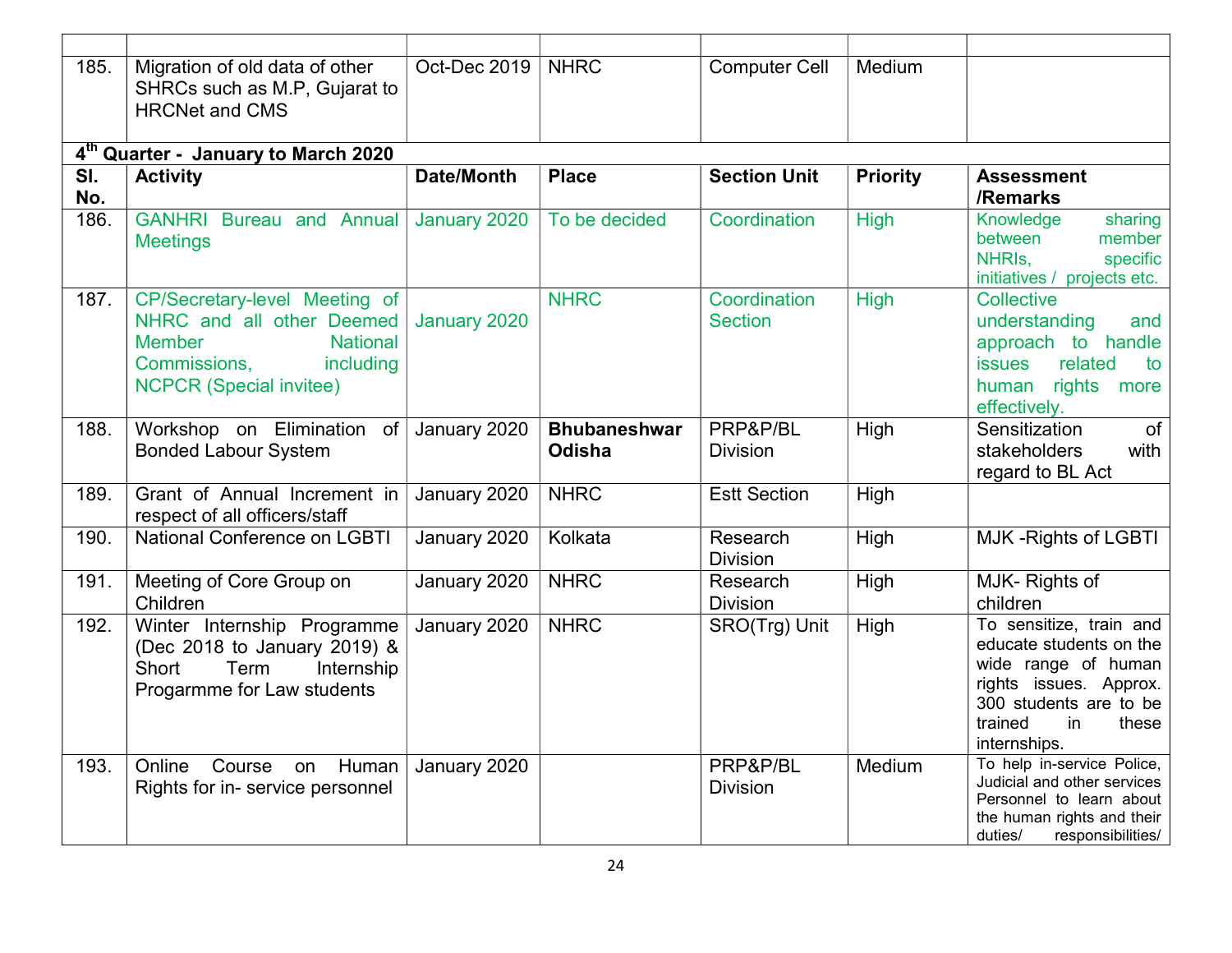| | | | | | | |
|---|---|---|---|---|---|---|
| 185. | Migration of old data of other SHRCs such as M.P, Gujarat to HRCNet and CMS | Oct-Dec 2019 | NHRC | Computer Cell | Medium | |

**4th Quarter - January to March 2020**

| Sl. No. | Activity | Date/Month | Place | Section Unit | Priority | Assessment /Remarks |
|---|---|---|---|---|---|---|
| 186. | GANHRI Bureau and Annual Meetings | January 2020 | To be decided | Coordination | High | Knowledge sharing between member NHRIs, specific initiatives / projects etc. |
| 187. | CP/Secretary-level Meeting of NHRC and all other Deemed Member National Commissions, including NCPCR (Special invitee) | January 2020 | NHRC | Coordination Section | High | Collective understanding and approach to handle issues related to human rights more effectively. |
| 188. | Workshop on Elimination of Bonded Labour System | January 2020 | **Bhubaneshwar Odisha** | PRP&P/BL Division | High | Sensitization of stakeholders with regard to BL Act |
| 189. | Grant of Annual Increment in respect of all officers/staff | January 2020 | NHRC | Estt Section | High | |
| 190. | National Conference on LGBTI | January 2020 | Kolkata | Research Division | High | MJK -Rights of LGBTI |
| 191. | Meeting of Core Group on Children | January 2020 | NHRC | Research Division | High | MJK- Rights of children |
| 192. | Winter Internship Programme (Dec 2018 to January 2019) & Short Term Internship Progarmme for Law students | January 2020 | NHRC | SRO(Trg) Unit | High | To sensitize, train and educate students on the wide range of human rights issues. Approx. 300 students are to be trained in these internships. |
| 193. | Online Course on Human Rights for in- service personnel | January 2020 | | PRP&P/BL Division | Medium | To help in-service Police, Judicial and other services Personnel to learn about the human rights and their duties/ responsibilities/ |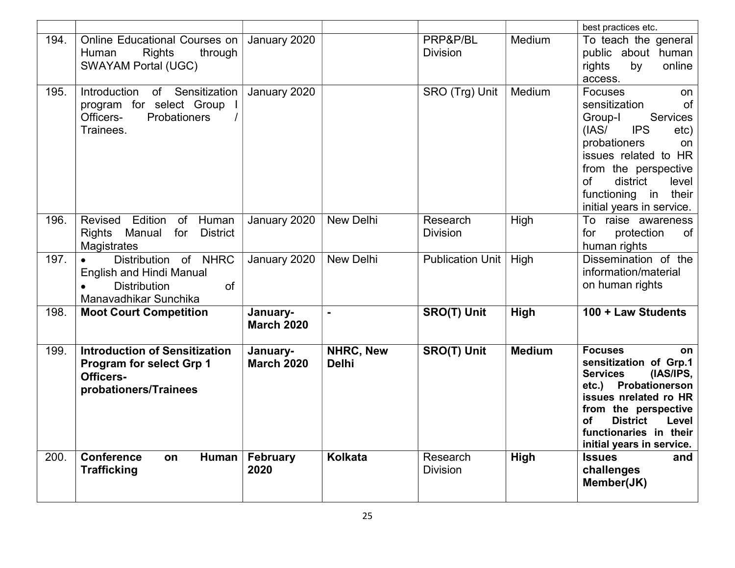| | | | | | | best practices etc. |
|---|---|---|---|---|---|---|
| 194. | Online Educational Courses on Human Rights through SWAYAM Portal (UGC) | January 2020 | | PRP&P/BL Division | Medium | To teach the general public about human rights by online access. |
| 195. | Introduction of Sensitization program for select Group I Officers- Probationers / Trainees. | January 2020 | | SRO (Trg) Unit | Medium | Focuses on sensitization of Group-I Services (IAS/ IPS etc) probationers on issues related to HR from the perspective of district level functioning in their initial years in service. |
| 196. | Revised Edition of Human Rights Manual for District Magistrates | January 2020 | New Delhi | Research Division | High | To raise awareness for protection of human rights |
| 197. | • Distribution of NHRC English and Hindi Manual<br>• Distribution of Manavadhikar Sunchika | January 2020 | New Delhi | Publication Unit | High | Dissemination of the information/material on human rights |
| 198. | **Moot Court Competition** | **January-March 2020** | **-** | **SRO(T) Unit** | **High** | **100 + Law Students** |
| 199. | **Introduction of Sensitization Program for select Grp 1 Officers-probationers/Trainees** | **January-March 2020** | **NHRC, New Delhi** | **SRO(T) Unit** | **Medium** | **Focuses on sensitization of Grp.1 Services (IAS/IPS, etc.) Probationerson issues nrelated ro HR from the perspective of District Level functionaries in their initial years in service.** |
| 200. | **Conference on Human Trafficking** | **February 2020** | **Kolkata** | Research Division | **High** | **Issues and challenges Member(JK)** |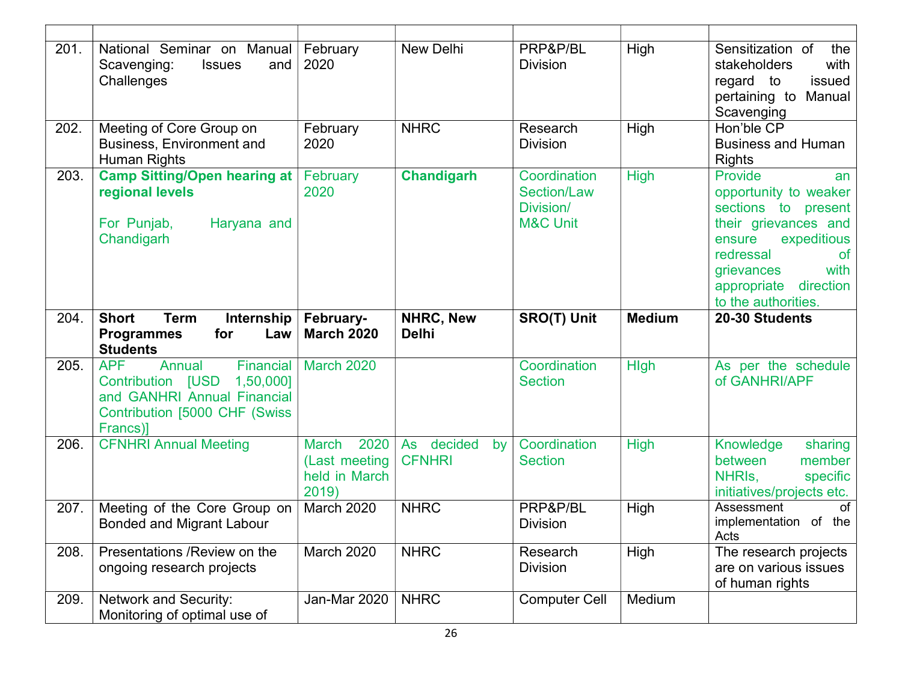| | | | | | | |
|---|---|---|---|---|---|---|
| 201. | National Seminar on Manual Scavenging: Issues and Challenges | February 2020 | New Delhi | PRP&P/BL Division | High | Sensitization of the stakeholders with regard to issued pertaining to Manual Scavenging |
| 202. | Meeting of Core Group on Business, Environment and Human Rights | February 2020 | NHRC | Research Division | High | Hon'ble CP Business and Human Rights |
| 203. | **Camp Sitting/Open hearing at regional levels**<br><br>For Punjab, Haryana and Chandigarh | February 2020 | **Chandigarh** | Coordination Section/Law Division/ M&C Unit | High | Provide an opportunity to weaker sections to present their grievances and ensure expeditious redressal of grievances with appropriate direction to the authorities. |
| 204. | **Short Term Internship Programmes for Law Students** | **February-March 2020** | **NHRC, New Delhi** | **SRO(T) Unit** | **Medium** | **20-30 Students** |
| 205. | APF Annual Financial Contribution [USD 1,50,000] and GANHRI Annual Financial Contribution [5000 CHF (Swiss Francs)] | March 2020 | | Coordination Section | HIgh | As per the schedule of GANHRI/APF |
| 206. | CFNHRI Annual Meeting | March 2020 (Last meeting held in March 2019) | As decided by CFNHRI | Coordination Section | High | Knowledge sharing between member NHRIs, specific initiatives/projects etc. |
| 207. | Meeting of the Core Group on Bonded and Migrant Labour | March 2020 | NHRC | PRP&P/BL Division | High | Assessment of implementation of the Acts |
| 208. | Presentations /Review on the ongoing research projects | March 2020 | NHRC | Research Division | High | The research projects are on various issues of human rights |
| 209. | Network and Security: Monitoring of optimal use of | Jan-Mar 2020 | NHRC | Computer Cell | Medium | |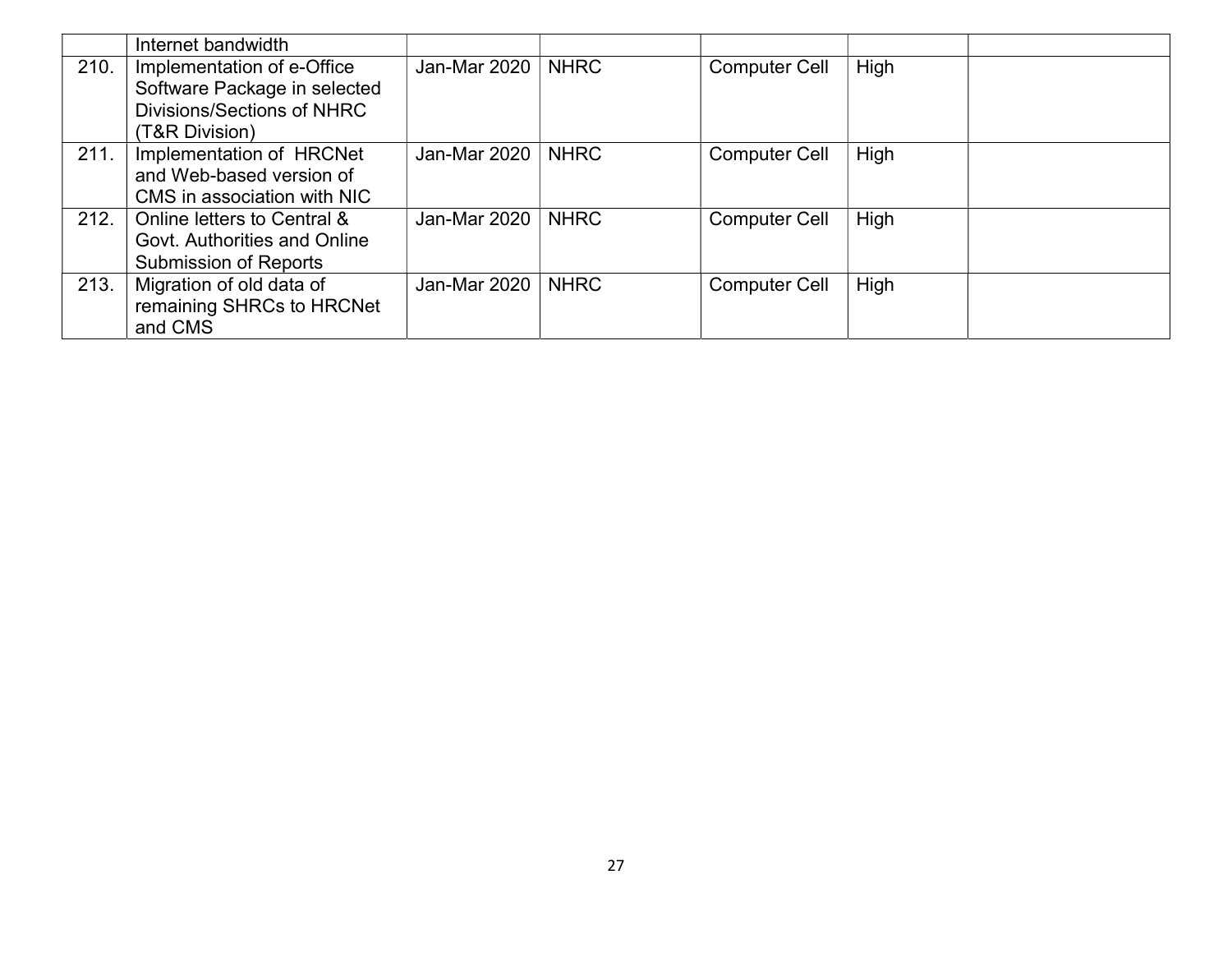| | | | | | | |
|---|---|---|---|---|---|---|
| | Internet bandwidth | | | | | |
| 210. | Implementation of e-Office Software Package in selected Divisions/Sections of NHRC (T&R Division) | Jan-Mar 2020 | NHRC | Computer Cell | High | |
| 211. | Implementation of HRCNet and Web-based version of CMS in association with NIC | Jan-Mar 2020 | NHRC | Computer Cell | High | |
| 212. | Online letters to Central & Govt. Authorities and Online Submission of Reports | Jan-Mar 2020 | NHRC | Computer Cell | High | |
| 213. | Migration of old data of remaining SHRCs to HRCNet and CMS | Jan-Mar 2020 | NHRC | Computer Cell | High | |